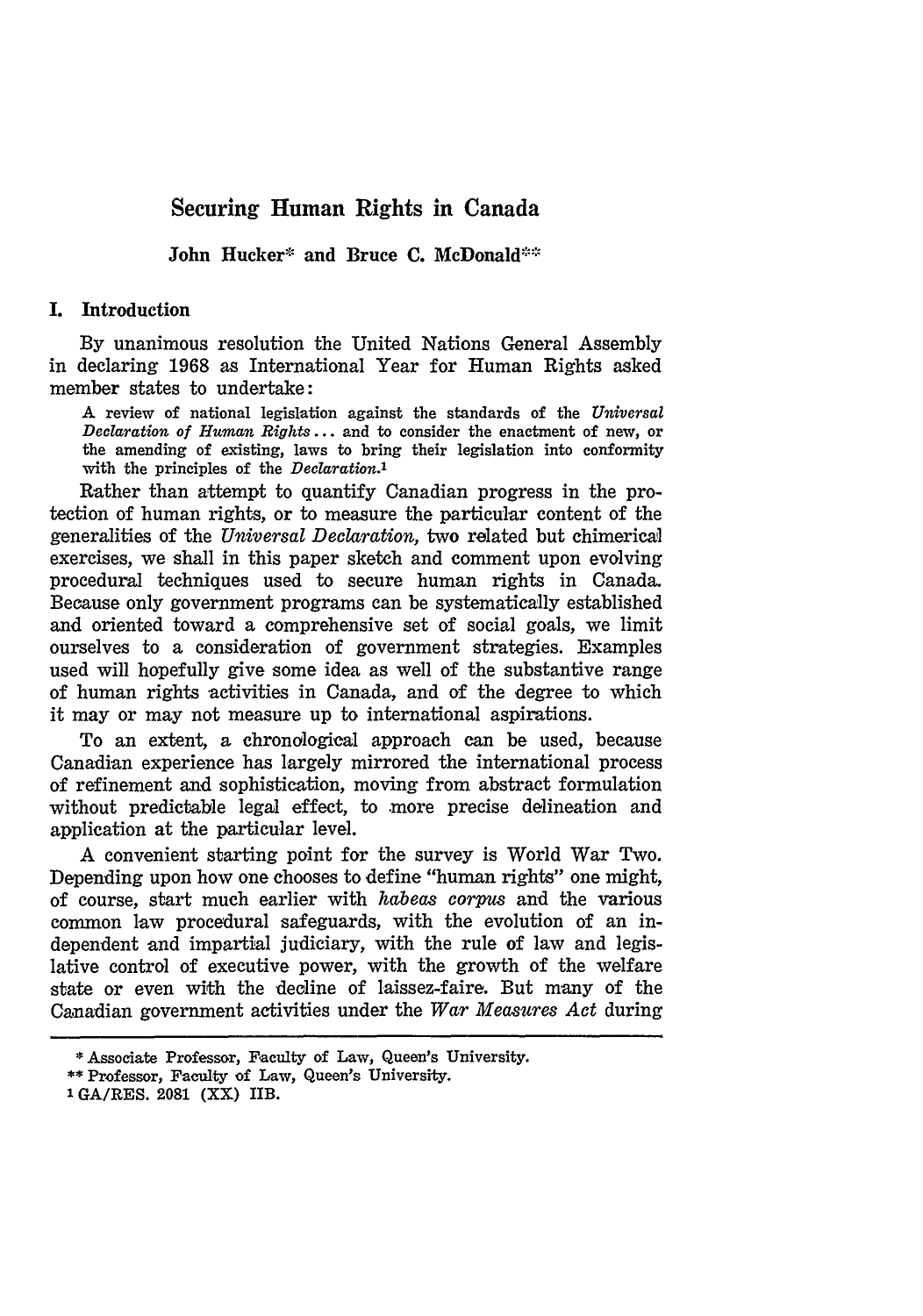# Securing Human Rights in Canada

**John Hucker\* and Bruce C. McDonald\*\***

## I. Introduction

By unanimous resolution the United Nations General Assembly in declaring 1968 as International Year for Human Rights asked member states to undertake:

> A review of national legislation against the standards of the *Universal Declaration of Human Rights* ... and to consider the enactment of new, or the amending of existing, laws to bring their legislation into conformity with the principles of the *Declaration*.[1]

Rather than attempt to quantify Canadian progress in the protection of human rights, or to measure the particular content of the generalities of the *Universal Declaration*, two related but chimerical exercises, we shall in this paper sketch and comment upon evolving procedural techniques used to secure human rights in Canada. Because only government programs can be systematically established and oriented toward a comprehensive set of social goals, we limit ourselves to a consideration of government strategies. Examples used will hopefully give some idea as well of the substantive range of human rights activities in Canada, and of the degree to which it may or may not measure up to international aspirations.

To an extent, a chronological approach can be used, because Canadian experience has largely mirrored the international process of refinement and sophistication, moving from abstract formulation without predictable legal effect, to more precise delineation and application at the particular level.

A convenient starting point for the survey is World War Two. Depending upon how one chooses to define "human rights" one might, of course, start much earlier with *habeas corpus* and the various common law procedural safeguards, with the evolution of an independent and impartial judiciary, with the rule of law and legislative control of executive power, with the growth of the welfare state or even with the decline of laissez-faire. But many of the Canadian government activities under the *War Measures Act* during

---

\* Associate Professor, Faculty of Law, Queen's University.

\*\* Professor, Faculty of Law, Queen's University.

[1] GA/RES. 2081 (XX) IIB.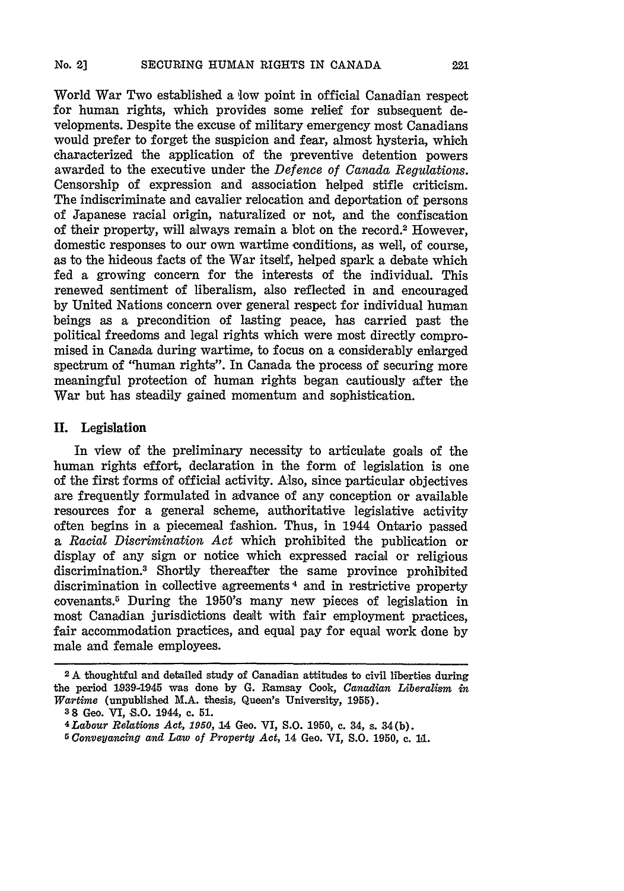World War Two established a low point in official Canadian respect for human rights, which provides some relief for subsequent developments. Despite the excuse of military emergency most Canadians would prefer to forget the suspicion and fear, almost hysteria, which characterized the application of the preventive detention powers awarded to the executive under the *Defence of Canada Regulations*. Censorship of expression and association helped stifle criticism. The indiscriminate and cavalier relocation and deportation of persons of Japanese racial origin, naturalized or not, and the confiscation of their property, will always remain a blot on the record.[2] However, domestic responses to our own wartime conditions, as well, of course, as to the hideous facts of the War itself, helped spark a debate which fed a growing concern for the interests of the individual. This renewed sentiment of liberalism, also reflected in and encouraged by United Nations concern over general respect for individual human beings as a precondition of lasting peace, has carried past the political freedoms and legal rights which were most directly compromised in Canada during wartime, to focus on a considerably enlarged spectrum of "human rights". In Canada the process of securing more meaningful protection of human rights began cautiously after the War but has steadily gained momentum and sophistication.

## II. Legislation

In view of the preliminary necessity to articulate goals of the human rights effort, declaration in the form of legislation is one of the first forms of official activity. Also, since particular objectives are frequently formulated in advance of any conception or available resources for a general scheme, authoritative legislative activity often begins in a piecemeal fashion. Thus, in 1944 Ontario passed a *Racial Discrimination Act* which prohibited the publication or display of any sign or notice which expressed racial or religious discrimination.[3] Shortly thereafter the same province prohibited discrimination in collective agreements[4] and in restrictive property covenants.[5] During the 1950's many new pieces of legislation in most Canadian jurisdictions dealt with fair employment practices, fair accommodation practices, and equal pay for equal work done by male and female employees.

---

[2] A thoughtful and detailed study of Canadian attitudes to civil liberties during the period 1939-1945 was done by G. Ramsay Cook, *Canadian Liberalism in Wartime* (unpublished M.A. thesis, Queen's University, 1955).

[3] 8 Geo. VI, S.O. 1944, c. 51.

[4] *Labour Relations Act, 1950*, 14 Geo. VI, S.O. 1950, c. 34, s. 34(b).

[5] *Conveyancing and Law of Property Act*, 14 Geo. VI, S.O. 1950, c. 11.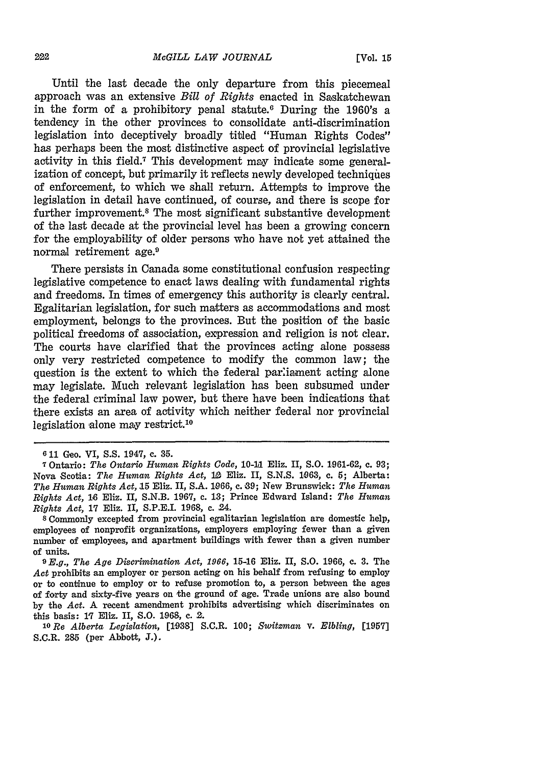Until the last decade the only departure from this piecemeal approach was an extensive *Bill of Rights* enacted in Saskatchewan in the form of a prohibitory penal statute.[6] During the 1960's a tendency in the other provinces to consolidate anti-discrimination legislation into deceptively broadly titled "Human Rights Codes" has perhaps been the most distinctive aspect of provincial legislative activity in this field.[7] This development may indicate some generalization of concept, but primarily it reflects newly developed techniques of enforcement, to which we shall return. Attempts to improve the legislation in detail have continued, of course, and there is scope for further improvement.[8] The most significant substantive development of the last decade at the provincial level has been a growing concern for the employability of older persons who have not yet attained the normal retirement age.[9]

There persists in Canada some constitutional confusion respecting legislative competence to enact laws dealing with fundamental rights and freedoms. In times of emergency this authority is clearly central. Egalitarian legislation, for such matters as accommodations and most employment, belongs to the provinces. But the position of the basic political freedoms of association, expression and religion is not clear. The courts have clarified that the provinces acting alone possess only very restricted competence to modify the common law; the question is the extent to which the federal parliament acting alone may legislate. Much relevant legislation has been subsumed under the federal criminal law power, but there have been indications that there exists an area of activity which neither federal nor provincial legislation alone may restrict.[10]

---

[6] 11 Geo. VI, S.S. 1947, c. 35.

[7] Ontario: *The Ontario Human Rights Code*, 10-11 Eliz. II, S.O. 1961-62, c. 93; Nova Scotia: *The Human Rights Act*, 12 Eliz. II, S.N.S. 1963, c. 5; Alberta: *The Human Rights Act*, 15 Eliz. II, S.A. 1966, c. 39; New Brunswick: *The Human Rights Act*, 16 Eliz. II, S.N.B. 1967, c. 13; Prince Edward Island: *The Human Rights Act*, 17 Eliz. II, S.P.E.I. 1968, c. 24.

[8] Commonly excepted from provincial egalitarian legislation are domestic help, employees of nonprofit organizations, employers employing fewer than a given number of employees, and apartment buildings with fewer than a given number of units.

[9] *E.g., The Age Discrimination Act, 1966*, 15-16 Eliz. II, S.O. 1966, c. 3. The *Act* prohibits an employer or person acting on his behalf from refusing to employ or to continue to employ or to refuse promotion to, a person between the ages of forty and sixty-five years on the ground of age. Trade unions are also bound by the *Act*. A recent amendment prohibits advertising which discriminates on this basis: 17 Eliz. II, S.O. 1968, c. 2.

[10] *Re Alberta Legislation*, [1938] S.C.R. 100; *Switzman* v. *Elbling*, [1957] S.C.R. 285 (per Abbott, J.).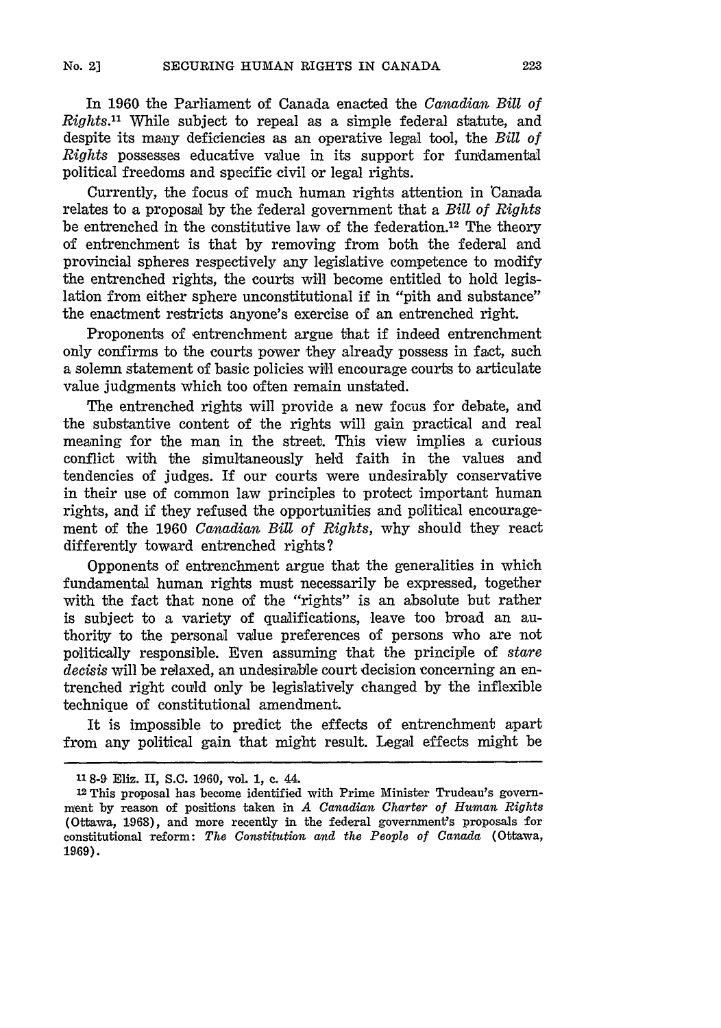In 1960 the Parliament of Canada enacted the *Canadian Bill of Rights*.[11] While subject to repeal as a simple federal statute, and despite its many deficiencies as an operative legal tool, the *Bill of Rights* possesses educative value in its support for fundamental political freedoms and specific civil or legal rights.

Currently, the focus of much human rights attention in Canada relates to a proposal by the federal government that a *Bill of Rights* be entrenched in the constitutive law of the federation.[12] The theory of entrenchment is that by removing from both the federal and provincial spheres respectively any legislative competence to modify the entrenched rights, the courts will become entitled to hold legislation from either sphere unconstitutional if in "pith and substance" the enactment restricts anyone's exercise of an entrenched right.

Proponents of entrenchment argue that if indeed entrenchment only confirms to the courts power they already possess in fact, such a solemn statement of basic policies will encourage courts to articulate value judgments which too often remain unstated.

The entrenched rights will provide a new focus for debate, and the substantive content of the rights will gain practical and real meaning for the man in the street. This view implies a curious conflict with the simultaneously held faith in the values and tendencies of judges. If our courts were undesirably conservative in their use of common law principles to protect important human rights, and if they refused the opportunities and political encouragement of the 1960 *Canadian Bill of Rights*, why should they react differently toward entrenched rights?

Opponents of entrenchment argue that the generalities in which fundamental human rights must necessarily be expressed, together with the fact that none of the "rights" is an absolute but rather is subject to a variety of qualifications, leave too broad an authority to the personal value preferences of persons who are not politically responsible. Even assuming that the principle of *stare decisis* will be relaxed, an undesirable court decision concerning an entrenched right could only be legislatively changed by the inflexible technique of constitutional amendment.

It is impossible to predict the effects of entrenchment apart from any political gain that might result. Legal effects might be

---

[11] 8-9 Eliz. II, S.C. 1960, vol. 1, c. 44.

[12] This proposal has become identified with Prime Minister Trudeau's government by reason of positions taken in *A Canadian Charter of Human Rights* (Ottawa, 1968), and more recently in the federal government's proposals for constitutional reform: *The Constitution and the People of Canada* (Ottawa, 1969).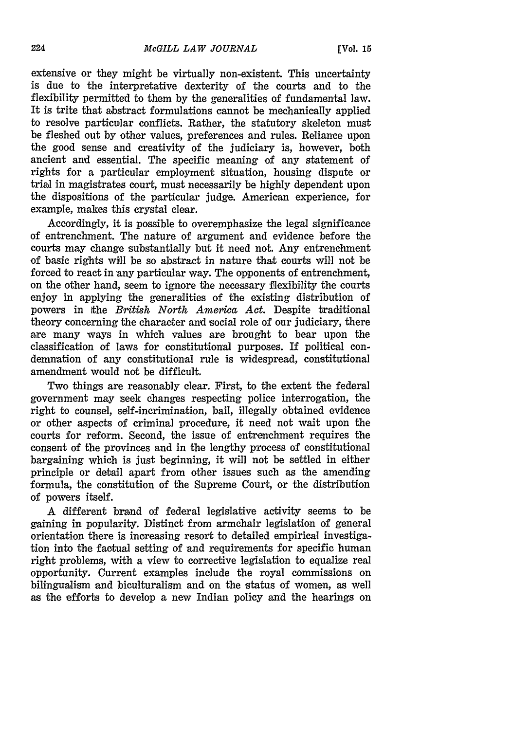extensive or they might be virtually non-existent. This uncertainty is due to the interpretative dexterity of the courts and to the flexibility permitted to them by the generalities of fundamental law. It is trite that abstract formulations cannot be mechanically applied to resolve particular conflicts. Rather, the statutory skeleton must be fleshed out by other values, preferences and rules. Reliance upon the good sense and creativity of the judiciary is, however, both ancient and essential. The specific meaning of any statement of rights for a particular employment situation, housing dispute or trial in magistrates court, must necessarily be highly dependent upon the dispositions of the particular judge. American experience, for example, makes this crystal clear.

Accordingly, it is possible to overemphasize the legal significance of entrenchment. The nature of argument and evidence before the courts may change substantially but it need not. Any entrenchment of basic rights will be so abstract in nature that courts will not be forced to react in any particular way. The opponents of entrenchment, on the other hand, seem to ignore the necessary flexibility the courts enjoy in applying the generalities of the existing distribution of powers in the *British North America Act*. Despite traditional theory concerning the character and social role of our judiciary, there are many ways in which values are brought to bear upon the classification of laws for constitutional purposes. If political condemnation of any constitutional rule is widespread, constitutional amendment would not be difficult.

Two things are reasonably clear. First, to the extent the federal government may seek changes respecting police interrogation, the right to counsel, self-incrimination, bail, illegally obtained evidence or other aspects of criminal procedure, it need not wait upon the courts for reform. Second, the issue of entrenchment requires the consent of the provinces and in the lengthy process of constitutional bargaining which is just beginning, it will not be settled in either principle or detail apart from other issues such as the amending formula, the constitution of the Supreme Court, or the distribution of powers itself.

A different brand of federal legislative activity seems to be gaining in popularity. Distinct from armchair legislation of general orientation there is increasing resort to detailed empirical investigation into the factual setting of and requirements for specific human right problems, with a view to corrective legislation to equalize real opportunity. Current examples include the royal commissions on bilingualism and biculturalism and on the status of women, as well as the efforts to develop a new Indian policy and the hearings on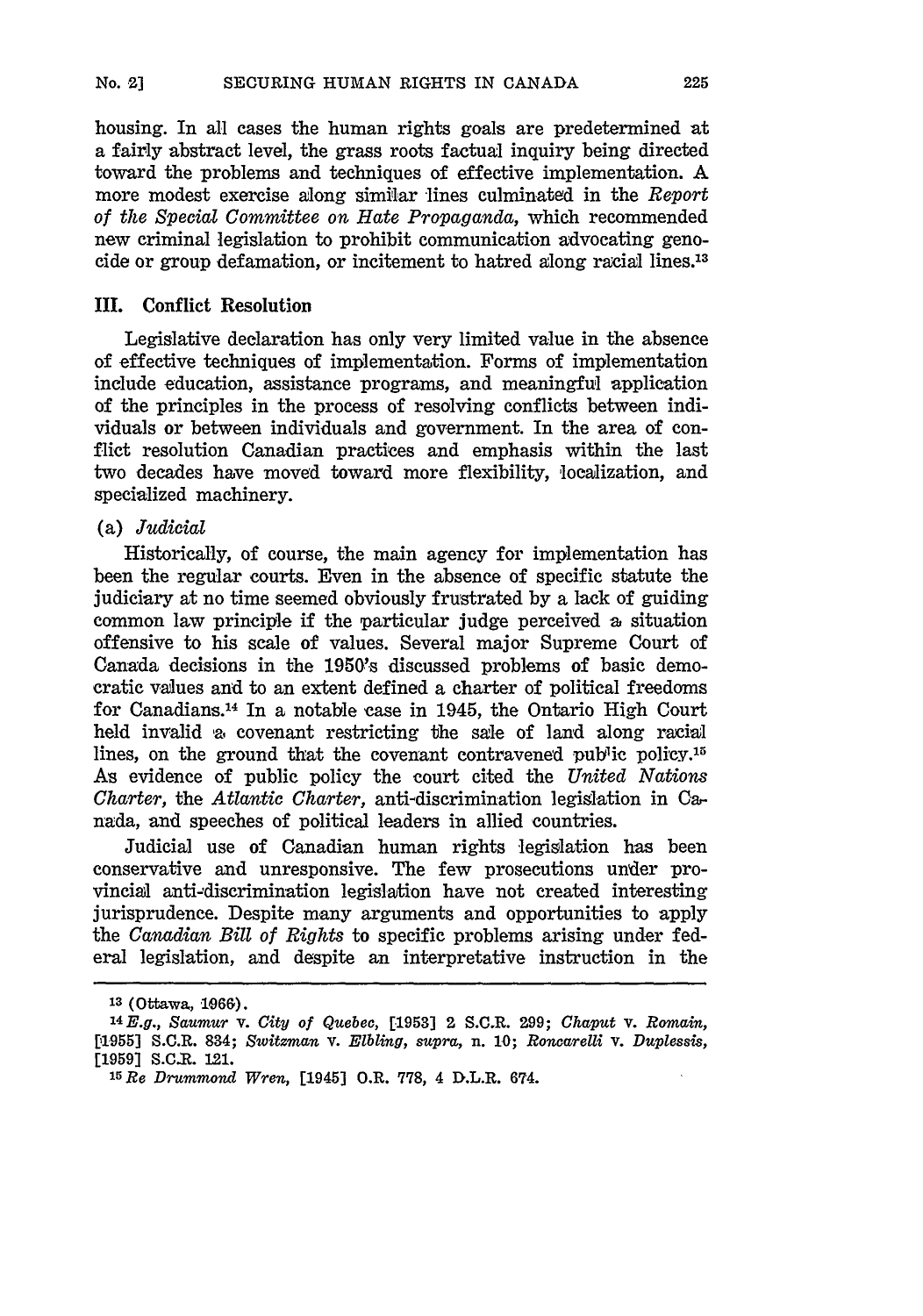housing. In all cases the human rights goals are predetermined at a fairly abstract level, the grass roots factual inquiry being directed toward the problems and techniques of effective implementation. A more modest exercise along similar lines culminated in the *Report of the Special Committee on Hate Propaganda*, which recommended new criminal legislation to prohibit communication advocating genocide or group defamation, or incitement to hatred along racial lines.[13]

## III. Conflict Resolution

Legislative declaration has only very limited value in the absence of effective techniques of implementation. Forms of implementation include education, assistance programs, and meaningful application of the principles in the process of resolving conflicts between individuals or between individuals and government. In the area of conflict resolution Canadian practices and emphasis within the last two decades have moved toward more flexibility, localization, and specialized machinery.

### (a) *Judicial*

Historically, of course, the main agency for implementation has been the regular courts. Even in the absence of specific statute the judiciary at no time seemed obviously frustrated by a lack of guiding common law principle if the particular judge perceived a situation offensive to his scale of values. Several major Supreme Court of Canada decisions in the 1950's discussed problems of basic democratic values and to an extent defined a charter of political freedoms for Canadians.[14] In a notable case in 1945, the Ontario High Court held invalid a covenant restricting the sale of land along racial lines, on the ground that the covenant contravened public policy.[15] As evidence of public policy the court cited the *United Nations Charter*, the *Atlantic Charter*, anti-discrimination legislation in Canada, and speeches of political leaders in allied countries.

Judicial use of Canadian human rights legislation has been conservative and unresponsive. The few prosecutions under provincial anti-discrimination legislation have not created interesting jurisprudence. Despite many arguments and opportunities to apply the *Canadian Bill of Rights* to specific problems arising under federal legislation, and despite an interpretative instruction in the

---

[13] (Ottawa, 1966).

[14] *E.g., Saumur v. City of Quebec*, [1953] 2 S.C.R. 299; *Chaput v. Romain*, [1955] S.C.R. 834; *Switzman v. Elbling, supra*, n. 10; *Roncarelli v. Duplessis*, [1959] S.C.R. 121.

[15] *Re Drummond Wren*, [1945] O.R. 778, 4 D.L.R. 674.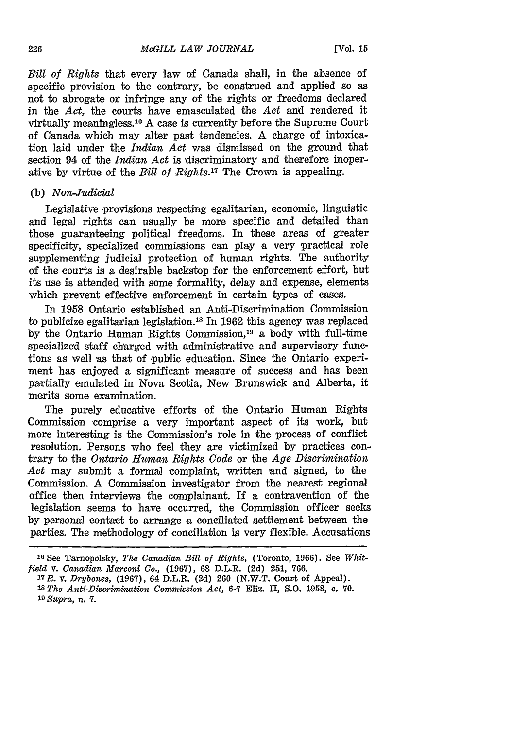*Bill of Rights* that every law of Canada shall, in the absence of specific provision to the contrary, be construed and applied so as not to abrogate or infringe any of the rights or freedoms declared in the *Act*, the courts have emasculated the *Act* and rendered it virtually meaningless.[16] A case is currently before the Supreme Court of Canada which may alter past tendencies. A charge of intoxication laid under the *Indian Act* was dismissed on the ground that section 94 of the *Indian Act* is discriminatory and therefore inoperative by virtue of the *Bill of Rights*.[17] The Crown is appealing.

(b) *Non-Judicial*

Legislative provisions respecting egalitarian, economic, linguistic and legal rights can usually be more specific and detailed than those guaranteeing political freedoms. In these areas of greater specificity, specialized commissions can play a very practical role supplementing judicial protection of human rights. The authority of the courts is a desirable backstop for the enforcement effort, but its use is attended with some formality, delay and expense, elements which prevent effective enforcement in certain types of cases.

In 1958 Ontario established an Anti-Discrimination Commission to publicize egalitarian legislation.[18] In 1962 this agency was replaced by the Ontario Human Rights Commission,[19] a body with full-time specialized staff charged with administrative and supervisory functions as well as that of public education. Since the Ontario experiment has enjoyed a significant measure of success and has been partially emulated in Nova Scotia, New Brunswick and Alberta, it merits some examination.

The purely educative efforts of the Ontario Human Rights Commission comprise a very important aspect of its work, but more interesting is the Commission's role in the process of conflict resolution. Persons who feel they are victimized by practices contrary to the *Ontario Human Rights Code* or the *Age Discrimination Act* may submit a formal complaint, written and signed, to the Commission. A Commission investigator from the nearest regional office then interviews the complainant. If a contravention of the legislation seems to have occurred, the Commission officer seeks by personal contact to arrange a conciliated settlement between the parties. The methodology of conciliation is very flexible. Accusations

---

[16] See Tarnopolsky, *The Canadian Bill of Rights*, (Toronto, 1966). See *Whitfield* v. *Canadian Marconi Co.*, (1967), 68 D.L.R. (2d) 251, 766.

[17] *R.* v. *Drybones*, (1967), 64 D.L.R. (2d) 260 (N.W.T. Court of Appeal).

[18] *The Anti-Discrimination Commission Act*, 6-7 Eliz. II, S.O. 1958, c. 70.

[19] *Supra*, n. 7.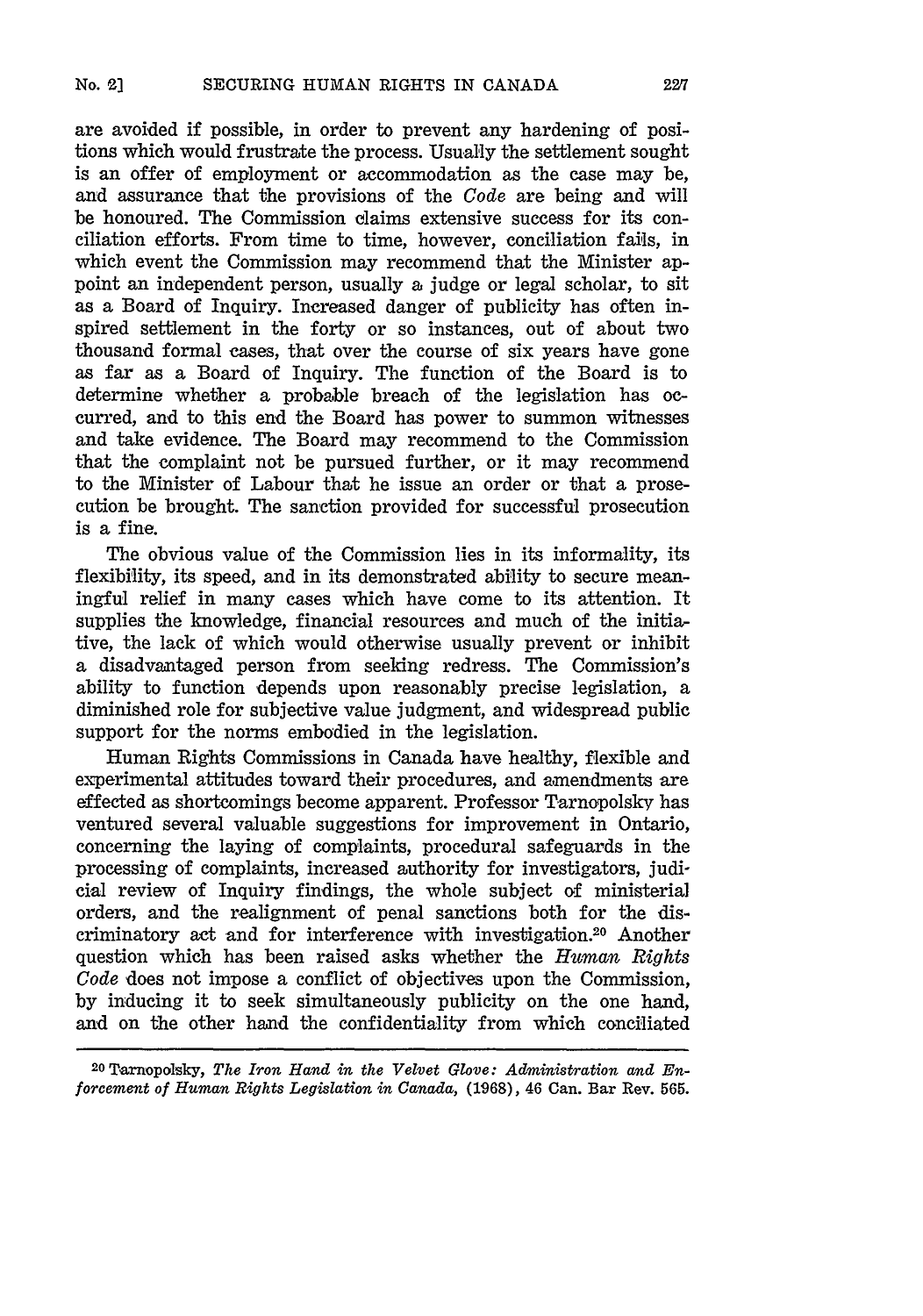are avoided if possible, in order to prevent any hardening of positions which would frustrate the process. Usually the settlement sought is an offer of employment or accommodation as the case may be, and assurance that the provisions of the *Code* are being and will be honoured. The Commission claims extensive success for its conciliation efforts. From time to time, however, conciliation fails, in which event the Commission may recommend that the Minister appoint an independent person, usually a judge or legal scholar, to sit as a Board of Inquiry. Increased danger of publicity has often inspired settlement in the forty or so instances, out of about two thousand formal cases, that over the course of six years have gone as far as a Board of Inquiry. The function of the Board is to determine whether a probable breach of the legislation has occurred, and to this end the Board has power to summon witnesses and take evidence. The Board may recommend to the Commission that the complaint not be pursued further, or it may recommend to the Minister of Labour that he issue an order or that a prosecution be brought. The sanction provided for successful prosecution is a fine.

The obvious value of the Commission lies in its informality, its flexibility, its speed, and in its demonstrated ability to secure meaningful relief in many cases which have come to its attention. It supplies the knowledge, financial resources and much of the initiative, the lack of which would otherwise usually prevent or inhibit a disadvantaged person from seeking redress. The Commission's ability to function depends upon reasonably precise legislation, a diminished role for subjective value judgment, and widespread public support for the norms embodied in the legislation.

Human Rights Commissions in Canada have healthy, flexible and experimental attitudes toward their procedures, and amendments are effected as shortcomings become apparent. Professor Tarnopolsky has ventured several valuable suggestions for improvement in Ontario, concerning the laying of complaints, procedural safeguards in the processing of complaints, increased authority for investigators, judicial review of Inquiry findings, the whole subject of ministerial orders, and the realignment of penal sanctions both for the discriminatory act and for interference with investigation.[20] Another question which has been raised asks whether the *Human Rights Code* does not impose a conflict of objectives upon the Commission, by inducing it to seek simultaneously publicity on the one hand, and on the other hand the confidentiality from which conciliated

---

[20] Tarnopolsky, *The Iron Hand in the Velvet Glove: Administration and Enforcement of Human Rights Legislation in Canada*, (1968), 46 Can. Bar Rev. 565.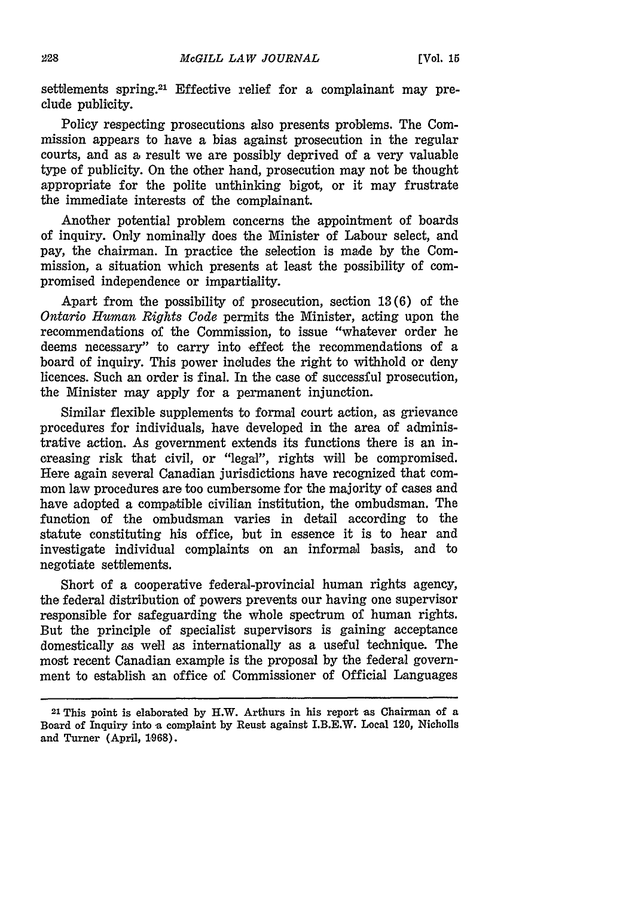settlements spring.[21] Effective relief for a complainant may preclude publicity.

Policy respecting prosecutions also presents problems. The Commission appears to have a bias against prosecution in the regular courts, and as a result we are possibly deprived of a very valuable type of publicity. On the other hand, prosecution may not be thought appropriate for the polite unthinking bigot, or it may frustrate the immediate interests of the complainant.

Another potential problem concerns the appointment of boards of inquiry. Only nominally does the Minister of Labour select, and pay, the chairman. In practice the selection is made by the Commission, a situation which presents at least the possibility of compromised independence or impartiality.

Apart from the possibility of prosecution, section 13(6) of the *Ontario Human Rights Code* permits the Minister, acting upon the recommendations of the Commission, to issue "whatever order he deems necessary" to carry into effect the recommendations of a board of inquiry. This power includes the right to withhold or deny licences. Such an order is final. In the case of successful prosecution, the Minister may apply for a permanent injunction.

Similar flexible supplements to formal court action, as grievance procedures for individuals, have developed in the area of administrative action. As government extends its functions there is an increasing risk that civil, or "legal", rights will be compromised. Here again several Canadian jurisdictions have recognized that common law procedures are too cumbersome for the majority of cases and have adopted a compatible civilian institution, the ombudsman. The function of the ombudsman varies in detail according to the statute constituting his office, but in essence it is to hear and investigate individual complaints on an informal basis, and to negotiate settlements.

Short of a cooperative federal-provincial human rights agency, the federal distribution of powers prevents our having one supervisor responsible for safeguarding the whole spectrum of human rights. But the principle of specialist supervisors is gaining acceptance domestically as well as internationally as a useful technique. The most recent Canadian example is the proposal by the federal government to establish an office of Commissioner of Official Languages

---

[21] This point is elaborated by H.W. Arthurs in his report as Chairman of a Board of Inquiry into a complaint by Reust against I.B.E.W. Local 120, Nicholls and Turner (April, 1968).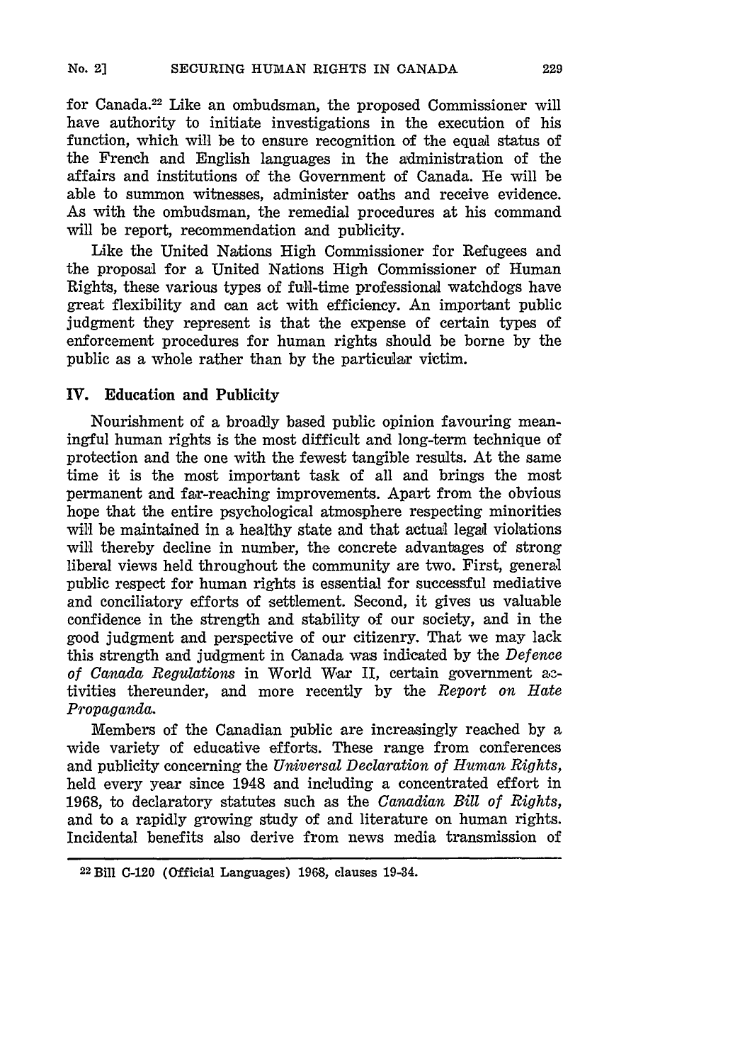for Canada.[22] Like an ombudsman, the proposed Commissioner will have authority to initiate investigations in the execution of his function, which will be to ensure recognition of the equal status of the French and English languages in the administration of the affairs and institutions of the Government of Canada. He will be able to summon witnesses, administer oaths and receive evidence. As with the ombudsman, the remedial procedures at his command will be report, recommendation and publicity.

Like the United Nations High Commissioner for Refugees and the proposal for a United Nations High Commissioner of Human Rights, these various types of full-time professional watchdogs have great flexibility and can act with efficiency. An important public judgment they represent is that the expense of certain types of enforcement procedures for human rights should be borne by the public as a whole rather than by the particular victim.

## IV. Education and Publicity

Nourishment of a broadly based public opinion favouring meaningful human rights is the most difficult and long-term technique of protection and the one with the fewest tangible results. At the same time it is the most important task of all and brings the most permanent and far-reaching improvements. Apart from the obvious hope that the entire psychological atmosphere respecting minorities will be maintained in a healthy state and that actual legal violations will thereby decline in number, the concrete advantages of strong liberal views held throughout the community are two. First, general public respect for human rights is essential for successful mediative and conciliatory efforts of settlement. Second, it gives us valuable confidence in the strength and stability of our society, and in the good judgment and perspective of our citizenry. That we may lack this strength and judgment in Canada was indicated by the *Defence of Canada Regulations* in World War II, certain government activities thereunder, and more recently by the *Report on Hate Propaganda.*

Members of the Canadian public are increasingly reached by a wide variety of educative efforts. These range from conferences and publicity concerning the *Universal Declaration of Human Rights,* held every year since 1948 and including a concentrated effort in 1968, to declaratory statutes such as the *Canadian Bill of Rights,* and to a rapidly growing study of and literature on human rights. Incidental benefits also derive from news media transmission of

---

[22] Bill C-120 (Official Languages) 1968, clauses 19-34.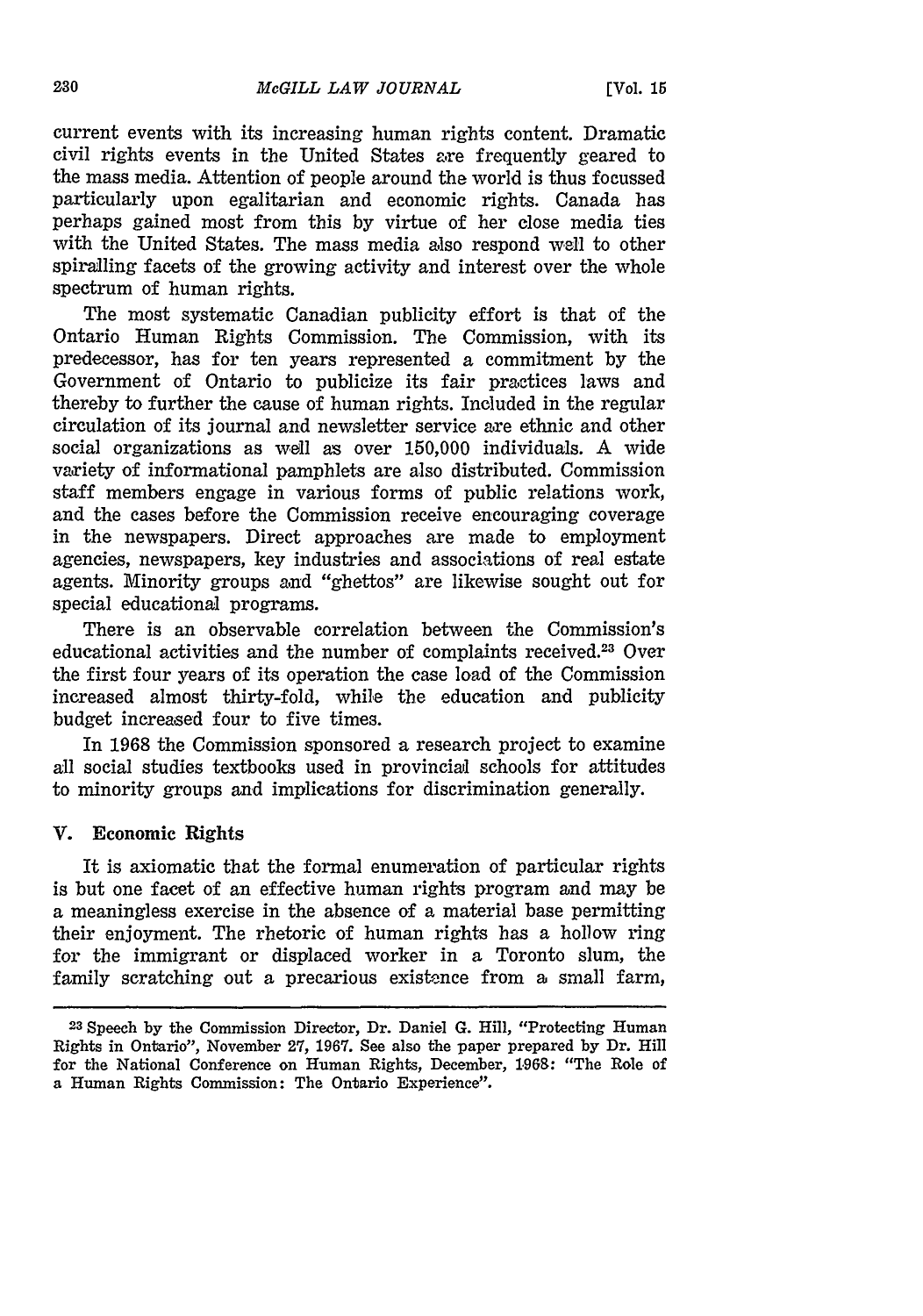current events with its increasing human rights content. Dramatic civil rights events in the United States are frequently geared to the mass media. Attention of people around the world is thus focussed particularly upon egalitarian and economic rights. Canada has perhaps gained most from this by virtue of her close media ties with the United States. The mass media also respond well to other spiralling facets of the growing activity and interest over the whole spectrum of human rights.

The most systematic Canadian publicity effort is that of the Ontario Human Rights Commission. The Commission, with its predecessor, has for ten years represented a commitment by the Government of Ontario to publicize its fair practices laws and thereby to further the cause of human rights. Included in the regular circulation of its journal and newsletter service are ethnic and other social organizations as well as over 150,000 individuals. A wide variety of informational pamphlets are also distributed. Commission staff members engage in various forms of public relations work, and the cases before the Commission receive encouraging coverage in the newspapers. Direct approaches are made to employment agencies, newspapers, key industries and associations of real estate agents. Minority groups and "ghettos" are likewise sought out for special educational programs.

There is an observable correlation between the Commission's educational activities and the number of complaints received.[23] Over the first four years of its operation the case load of the Commission increased almost thirty-fold, while the education and publicity budget increased four to five times.

In 1968 the Commission sponsored a research project to examine all social studies textbooks used in provincial schools for attitudes to minority groups and implications for discrimination generally.

## V. Economic Rights

It is axiomatic that the formal enumeration of particular rights is but one facet of an effective human rights program and may be a meaningless exercise in the absence of a material base permitting their enjoyment. The rhetoric of human rights has a hollow ring for the immigrant or displaced worker in a Toronto slum, the family scratching out a precarious existence from a small farm,

---

[23] Speech by the Commission Director, Dr. Daniel G. Hill, "Protecting Human Rights in Ontario", November 27, 1967. See also the paper prepared by Dr. Hill for the National Conference on Human Rights, December, 1968: "The Role of a Human Rights Commission: The Ontario Experience".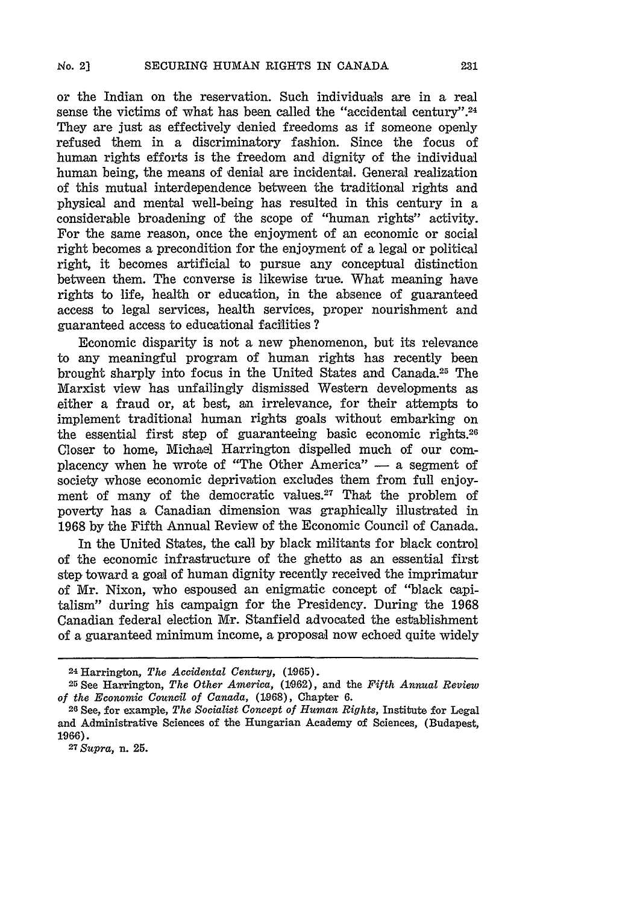or the Indian on the reservation. Such individuals are in a real sense the victims of what has been called the "accidental century".[24] They are just as effectively denied freedoms as if someone openly refused them in a discriminatory fashion. Since the focus of human rights efforts is the freedom and dignity of the individual human being, the means of denial are incidental. General realization of this mutual interdependence between the traditional rights and physical and mental well-being has resulted in this century in a considerable broadening of the scope of "human rights" activity. For the same reason, once the enjoyment of an economic or social right becomes a precondition for the enjoyment of a legal or political right, it becomes artificial to pursue any conceptual distinction between them. The converse is likewise true. What meaning have rights to life, health or education, in the absence of guaranteed access to legal services, health services, proper nourishment and guaranteed access to educational facilities?

Economic disparity is not a new phenomenon, but its relevance to any meaningful program of human rights has recently been brought sharply into focus in the United States and Canada.[25] The Marxist view has unfailingly dismissed Western developments as either a fraud or, at best, an irrelevance, for their attempts to implement traditional human rights goals without embarking on the essential first step of guaranteeing basic economic rights.[26] Closer to home, Michael Harrington dispelled much of our complacency when he wrote of "The Other America" — a segment of society whose economic deprivation excludes them from full enjoyment of many of the democratic values.[27] That the problem of poverty has a Canadian dimension was graphically illustrated in 1968 by the Fifth Annual Review of the Economic Council of Canada.

In the United States, the call by black militants for black control of the economic infrastructure of the ghetto as an essential first step toward a goal of human dignity recently received the imprimatur of Mr. Nixon, who espoused an enigmatic concept of "black capitalism" during his campaign for the Presidency. During the 1968 Canadian federal election Mr. Stanfield advocated the establishment of a guaranteed minimum income, a proposal now echoed quite widely

---

[24] Harrington, *The Accidental Century*, (1965).

[25] See Harrington, *The Other America*, (1962), and the *Fifth Annual Review of the Economic Council of Canada*, (1968), Chapter 6.

[26] See, for example, *The Socialist Concept of Human Rights*, Institute for Legal and Administrative Sciences of the Hungarian Academy of Sciences, (Budapest, 1966).

[27] *Supra*, n. 25.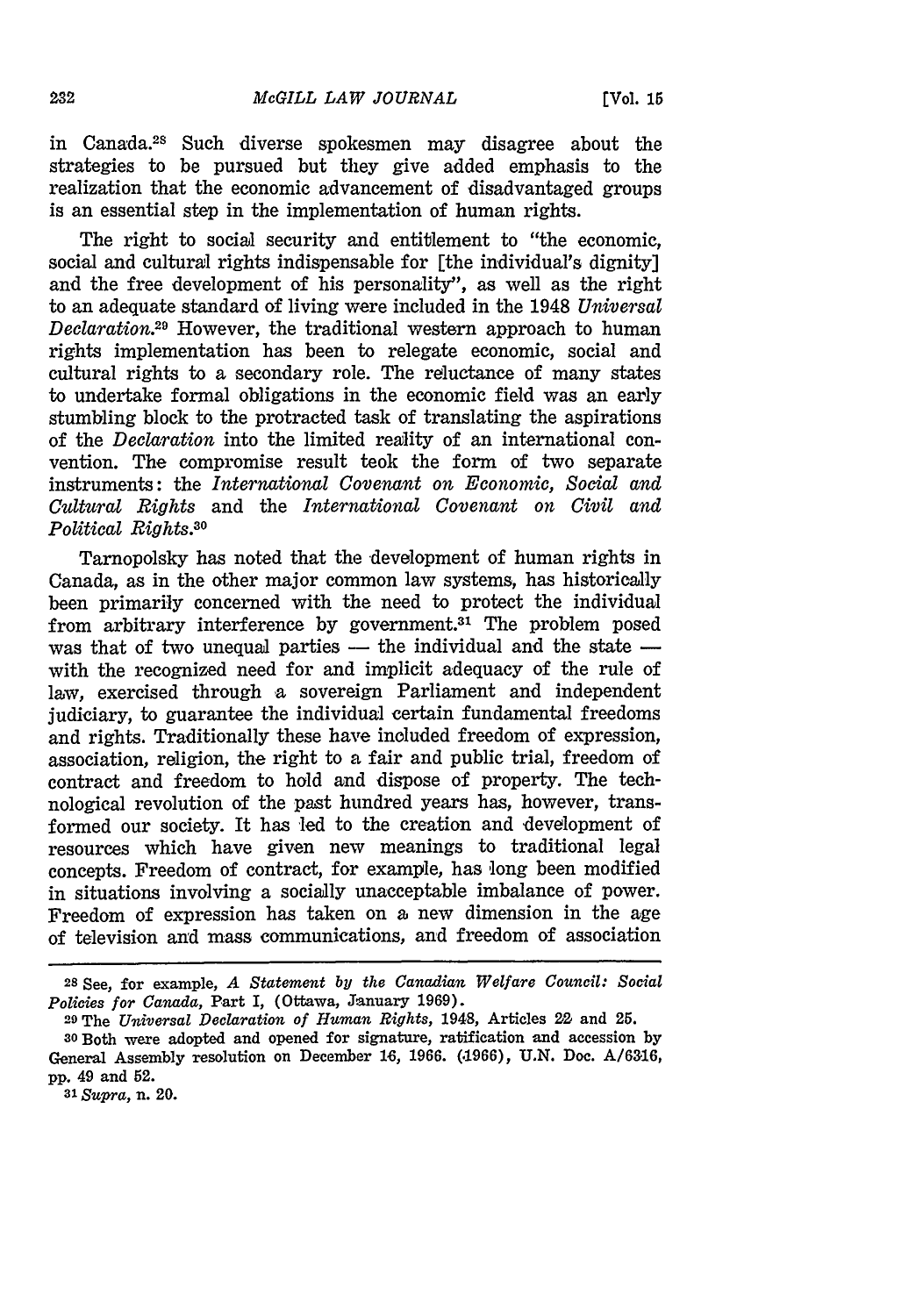in Canada.[28] Such diverse spokesmen may disagree about the strategies to be pursued but they give added emphasis to the realization that the economic advancement of disadvantaged groups is an essential step in the implementation of human rights.

The right to social security and entitlement to "the economic, social and cultural rights indispensable for [the individual's dignity] and the free development of his personality", as well as the right to an adequate standard of living were included in the 1948 *Universal Declaration*.[29] However, the traditional western approach to human rights implementation has been to relegate economic, social and cultural rights to a secondary role. The reluctance of many states to undertake formal obligations in the economic field was an early stumbling block to the protracted task of translating the aspirations of the *Declaration* into the limited reality of an international convention. The compromise result took the form of two separate instruments: the *International Covenant on Economic, Social and Cultural Rights* and the *International Covenant on Civil and Political Rights*.[30]

Tarnopolsky has noted that the development of human rights in Canada, as in the other major common law systems, has historically been primarily concerned with the need to protect the individual from arbitrary interference by government.[31] The problem posed was that of two unequal parties — the individual and the state — with the recognized need for and implicit adequacy of the rule of law, exercised through a sovereign Parliament and independent judiciary, to guarantee the individual certain fundamental freedoms and rights. Traditionally these have included freedom of expression, association, religion, the right to a fair and public trial, freedom of contract and freedom to hold and dispose of property. The technological revolution of the past hundred years has, however, transformed our society. It has led to the creation and development of resources which have given new meanings to traditional legal concepts. Freedom of contract, for example, has long been modified in situations involving a socially unacceptable imbalance of power. Freedom of expression has taken on a new dimension in the age of television and mass communications, and freedom of association

---

[28] See, for example, *A Statement by the Canadian Welfare Council: Social Policies for Canada*, Part I, (Ottawa, January 1969).

[29] The *Universal Declaration of Human Rights*, 1948, Articles 22 and 25.

[30] Both were adopted and opened for signature, ratification and accession by General Assembly resolution on December 16, 1966. (1966), U.N. Doc. A/6316, pp. 49 and 52.

[31] *Supra*, n. 20.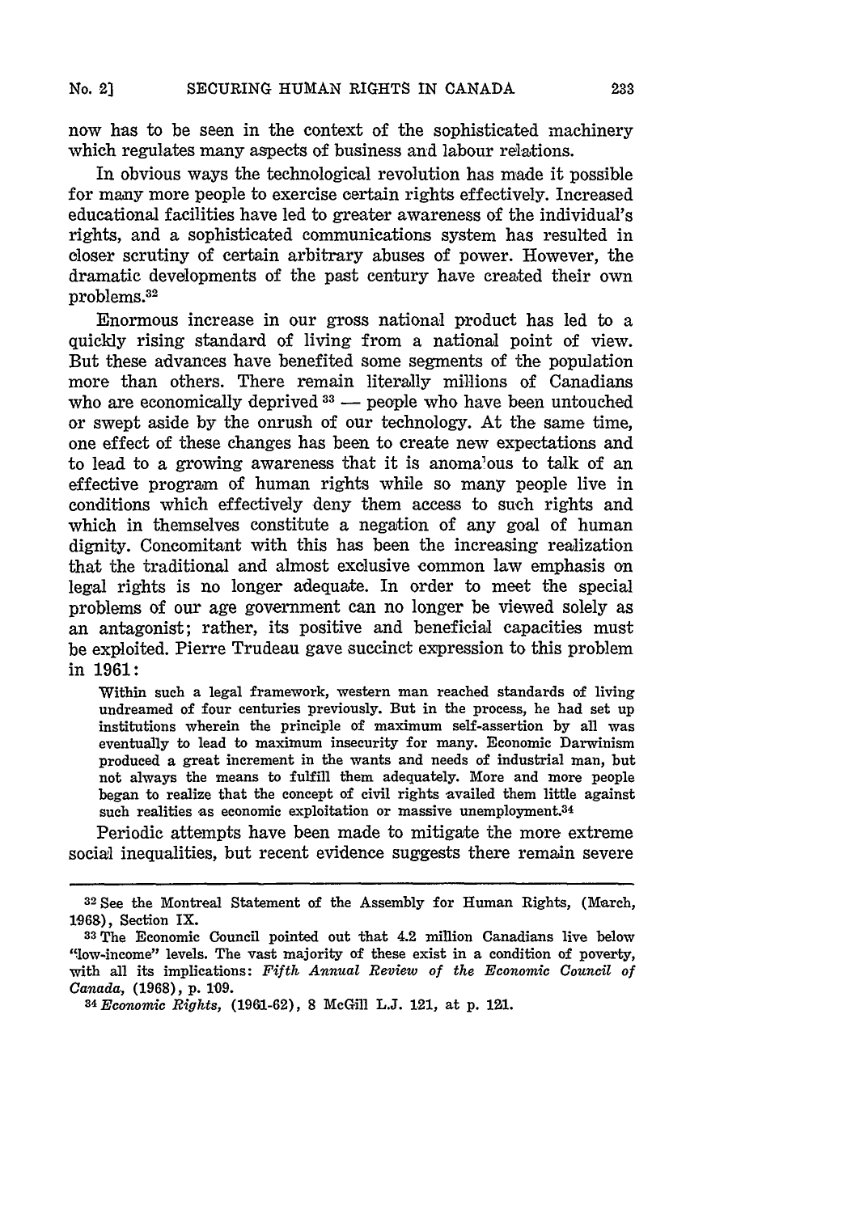now has to be seen in the context of the sophisticated machinery which regulates many aspects of business and labour relations.

In obvious ways the technological revolution has made it possible for many more people to exercise certain rights effectively. Increased educational facilities have led to greater awareness of the individual's rights, and a sophisticated communications system has resulted in closer scrutiny of certain arbitrary abuses of power. However, the dramatic developments of the past century have created their own problems.[32]

Enormous increase in our gross national product has led to a quickly rising standard of living from a national point of view. But these advances have benefited some segments of the population more than others. There remain literally millions of Canadians who are economically deprived [33] — people who have been untouched or swept aside by the onrush of our technology. At the same time, one effect of these changes has been to create new expectations and to lead to a growing awareness that it is anomalous to talk of an effective program of human rights while so many people live in conditions which effectively deny them access to such rights and which in themselves constitute a negation of any goal of human dignity. Concomitant with this has been the increasing realization that the traditional and almost exclusive common law emphasis on legal rights is no longer adequate. In order to meet the special problems of our age government can no longer be viewed solely as an antagonist; rather, its positive and beneficial capacities must be exploited. Pierre Trudeau gave succinct expression to this problem in 1961:

> Within such a legal framework, western man reached standards of living undreamed of four centuries previously. But in the process, he had set up institutions wherein the principle of maximum self-assertion by all was eventually to lead to maximum insecurity for many. Economic Darwinism produced a great increment in the wants and needs of industrial man, but not always the means to fulfill them adequately. More and more people began to realize that the concept of civil rights availed them little against such realities as economic exploitation or massive unemployment.[34]

Periodic attempts have been made to mitigate the more extreme social inequalities, but recent evidence suggests there remain severe

---

[32] See the Montreal Statement of the Assembly for Human Rights, (March, 1968), Section IX.

[33] The Economic Council pointed out that 4.2 million Canadians live below "low-income" levels. The vast majority of these exist in a condition of poverty, with all its implications: *Fifth Annual Review of the Economic Council of Canada*, (1968), p. 109.

[34] *Economic Rights*, (1961-62), 8 McGill L.J. 121, at p. 121.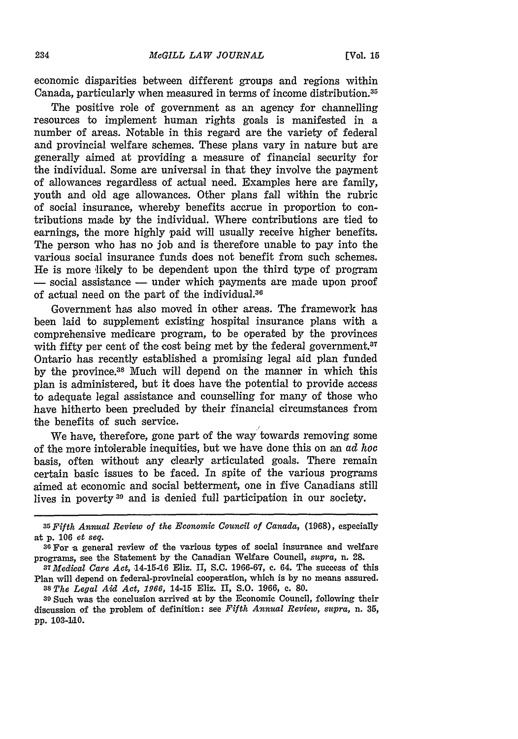economic disparities between different groups and regions within Canada, particularly when measured in terms of income distribution.[35]

The positive role of government as an agency for channelling resources to implement human rights goals is manifested in a number of areas. Notable in this regard are the variety of federal and provincial welfare schemes. These plans vary in nature but are generally aimed at providing a measure of financial security for the individual. Some are universal in that they involve the payment of allowances regardless of actual need. Examples here are family, youth and old age allowances. Other plans fall within the rubric of social insurance, whereby benefits accrue in proportion to contributions made by the individual. Where contributions are tied to earnings, the more highly paid will usually receive higher benefits. The person who has no job and is therefore unable to pay into the various social insurance funds does not benefit from such schemes. He is more likely to be dependent upon the third type of program — social assistance — under which payments are made upon proof of actual need on the part of the individual.[36]

Government has also moved in other areas. The framework has been laid to supplement existing hospital insurance plans with a comprehensive medicare program, to be operated by the provinces with fifty per cent of the cost being met by the federal government.[37] Ontario has recently established a promising legal aid plan funded by the province.[38] Much will depend on the manner in which this plan is administered, but it does have the potential to provide access to adequate legal assistance and counselling for many of those who have hitherto been precluded by their financial circumstances from the benefits of such service.

We have, therefore, gone part of the way towards removing some of the more intolerable inequities, but we have done this on an *ad hoc* basis, often without any clearly articulated goals. There remain certain basic issues to be faced. In spite of the various programs aimed at economic and social betterment, one in five Canadians still lives in poverty[39] and is denied full participation in our society.

---

[35] *Fifth Annual Review of the Economic Council of Canada*, (1968), especially at p. 106 *et seq.*

[36] For a general review of the various types of social insurance and welfare programs, see the Statement by the Canadian Welfare Council, *supra*, n. 28.

[37] *Medical Care Act*, 14-15-16 Eliz. II, S.C. 1966-67, c. 64. The success of this Plan will depend on federal-provincial cooperation, which is by no means assured.

[38] *The Legal Aid Act, 1966*, 14-15 Eliz. II, S.O. 1966, c. 80.

[39] Such was the conclusion arrived at by the Economic Council, following their discussion of the problem of definition: see *Fifth Annual Review*, *supra*, n. 35, pp. 103-110.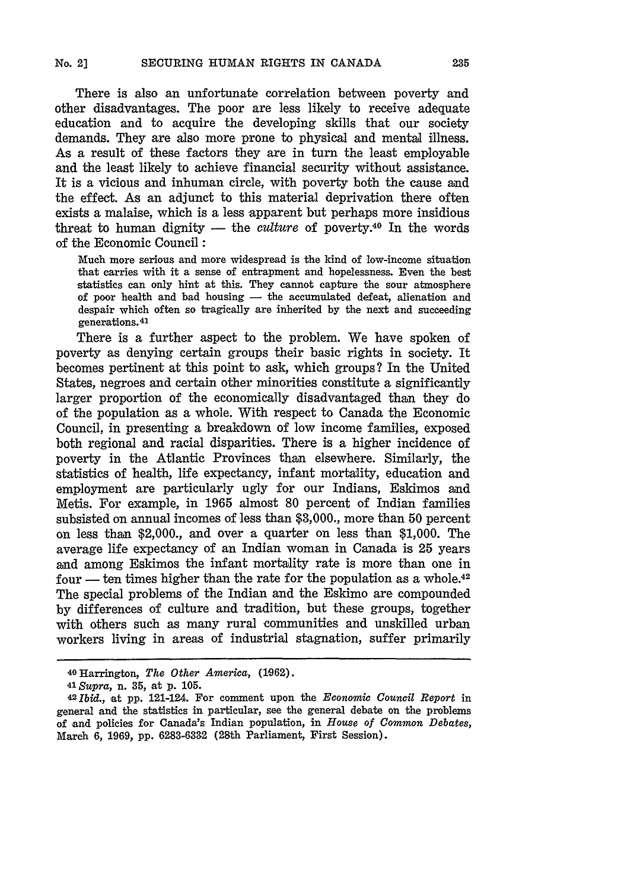There is also an unfortunate correlation between poverty and other disadvantages. The poor are less likely to receive adequate education and to acquire the developing skills that our society demands. They are also more prone to physical and mental illness. As a result of these factors they are in turn the least employable and the least likely to achieve financial security without assistance. It is a vicious and inhuman circle, with poverty both the cause and the effect. As an adjunct to this material deprivation there often exists a malaise, which is a less apparent but perhaps more insidious threat to human dignity — the *culture* of poverty.[40] In the words of the Economic Council:

> Much more serious and more widespread is the kind of low-income situation that carries with it a sense of entrapment and hopelessness. Even the best statistics can only hint at this. They cannot capture the sour atmosphere of poor health and bad housing — the accumulated defeat, alienation and despair which often so tragically are inherited by the next and succeeding generations.[41]

There is a further aspect to the problem. We have spoken of poverty as denying certain groups their basic rights in society. It becomes pertinent at this point to ask, which groups? In the United States, negroes and certain other minorities constitute a significantly larger proportion of the economically disadvantaged than they do of the population as a whole. With respect to Canada the Economic Council, in presenting a breakdown of low income families, exposed both regional and racial disparities. There is a higher incidence of poverty in the Atlantic Provinces than elsewhere. Similarly, the statistics of health, life expectancy, infant mortality, education and employment are particularly ugly for our Indians, Eskimos and Metis. For example, in 1965 almost 80 percent of Indian families subsisted on annual incomes of less than $3,000., more than 50 percent on less than $2,000., and over a quarter on less than $1,000. The average life expectancy of an Indian woman in Canada is 25 years and among Eskimos the infant mortality rate is more than one in four — ten times higher than the rate for the population as a whole.[42] The special problems of the Indian and the Eskimo are compounded by differences of culture and tradition, but these groups, together with others such as many rural communities and unskilled urban workers living in areas of industrial stagnation, suffer primarily

---

[40] Harrington, *The Other America*, (1962).

[41] *Supra*, n. 35, at p. 105.

[42] *Ibid.*, at pp. 121-124. For comment upon the *Economic Council Report* in general and the statistics in particular, see the general debate on the problems of and policies for Canada's Indian population, in *House of Common Debates*, March 6, 1969, pp. 6283-6332 (28th Parliament, First Session).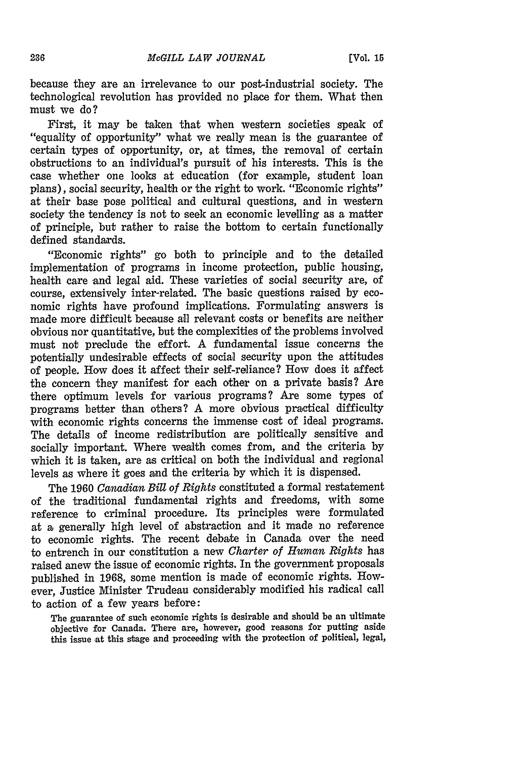because they are an irrelevance to our post-industrial society. The technological revolution has provided no place for them. What then must we do?

First, it may be taken that when western societies speak of "equality of opportunity" what we really mean is the guarantee of certain types of opportunity, or, at times, the removal of certain obstructions to an individual's pursuit of his interests. This is the case whether one looks at education (for example, student loan plans), social security, health or the right to work. "Economic rights" at their base pose political and cultural questions, and in western society the tendency is not to seek an economic levelling as a matter of principle, but rather to raise the bottom to certain functionally defined standards.

"Economic rights" go both to principle and to the detailed implementation of programs in income protection, public housing, health care and legal aid. These varieties of social security are, of course, extensively inter-related. The basic questions raised by economic rights have profound implications. Formulating answers is made more difficult because all relevant costs or benefits are neither obvious nor quantitative, but the complexities of the problems involved must not preclude the effort. A fundamental issue concerns the potentially undesirable effects of social security upon the attitudes of people. How does it affect their self-reliance? How does it affect the concern they manifest for each other on a private basis? Are there optimum levels for various programs? Are some types of programs better than others? A more obvious practical difficulty with economic rights concerns the immense cost of ideal programs. The details of income redistribution are politically sensitive and socially important. Where wealth comes from, and the criteria by which it is taken, are as critical on both the individual and regional levels as where it goes and the criteria by which it is dispensed.

The 1960 *Canadian Bill of Rights* constituted a formal restatement of the traditional fundamental rights and freedoms, with some reference to criminal procedure. Its principles were formulated at a generally high level of abstraction and it made no reference to economic rights. The recent debate in Canada over the need to entrench in our constitution a new *Charter of Human Rights* has raised anew the issue of economic rights. In the government proposals published in 1968, some mention is made of economic rights. However, Justice Minister Trudeau considerably modified his radical call to action of a few years before:

> The guarantee of such economic rights is desirable and should be an ultimate objective for Canada. There are, however, good reasons for putting aside this issue at this stage and proceeding with the protection of political, legal,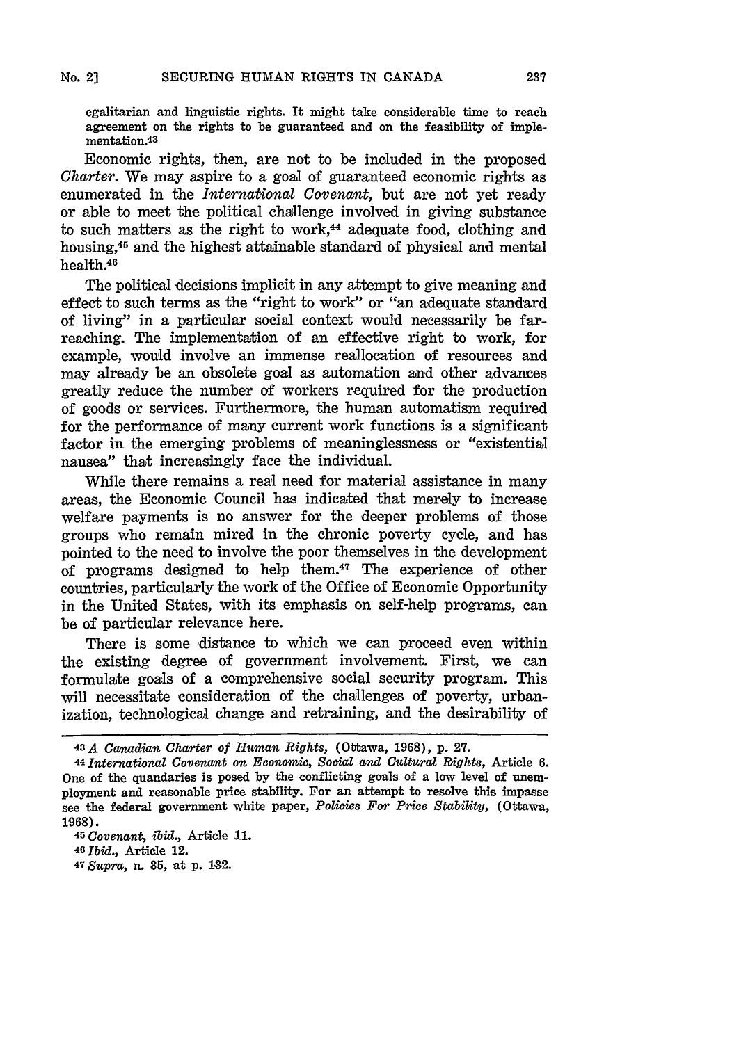egalitarian and linguistic rights. It might take considerable time to reach agreement on the rights to be guaranteed and on the feasibility of implementation.[43]

Economic rights, then, are not to be included in the proposed *Charter*. We may aspire to a goal of guaranteed economic rights as enumerated in the *International Covenant*, but are not yet ready or able to meet the political challenge involved in giving substance to such matters as the right to work,[44] adequate food, clothing and housing,[45] and the highest attainable standard of physical and mental health.[46]

The political decisions implicit in any attempt to give meaning and effect to such terms as the "right to work" or "an adequate standard of living" in a particular social context would necessarily be far-reaching. The implementation of an effective right to work, for example, would involve an immense reallocation of resources and may already be an obsolete goal as automation and other advances greatly reduce the number of workers required for the production of goods or services. Furthermore, the human automatism required for the performance of many current work functions is a significant factor in the emerging problems of meaninglessness or "existential nausea" that increasingly face the individual.

While there remains a real need for material assistance in many areas, the Economic Council has indicated that merely to increase welfare payments is no answer for the deeper problems of those groups who remain mired in the chronic poverty cycle, and has pointed to the need to involve the poor themselves in the development of programs designed to help them.[47] The experience of other countries, particularly the work of the Office of Economic Opportunity in the United States, with its emphasis on self-help programs, can be of particular relevance here.

There is some distance to which we can proceed even within the existing degree of government involvement. First, we can formulate goals of a comprehensive social security program. This will necessitate consideration of the challenges of poverty, urbanization, technological change and retraining, and the desirability of

---

[43] *A Canadian Charter of Human Rights*, (Ottawa, 1968), p. 27.

[44] *International Covenant on Economic, Social and Cultural Rights*, Article 6. One of the quandaries is posed by the conflicting goals of a low level of unemployment and reasonable price stability. For an attempt to resolve this impasse see the federal government white paper, *Policies For Price Stability*, (Ottawa, 1968).

[45] *Covenant*, *ibid.*, Article 11.

[46] *Ibid.*, Article 12.

[47] *Supra*, n. 35, at p. 132.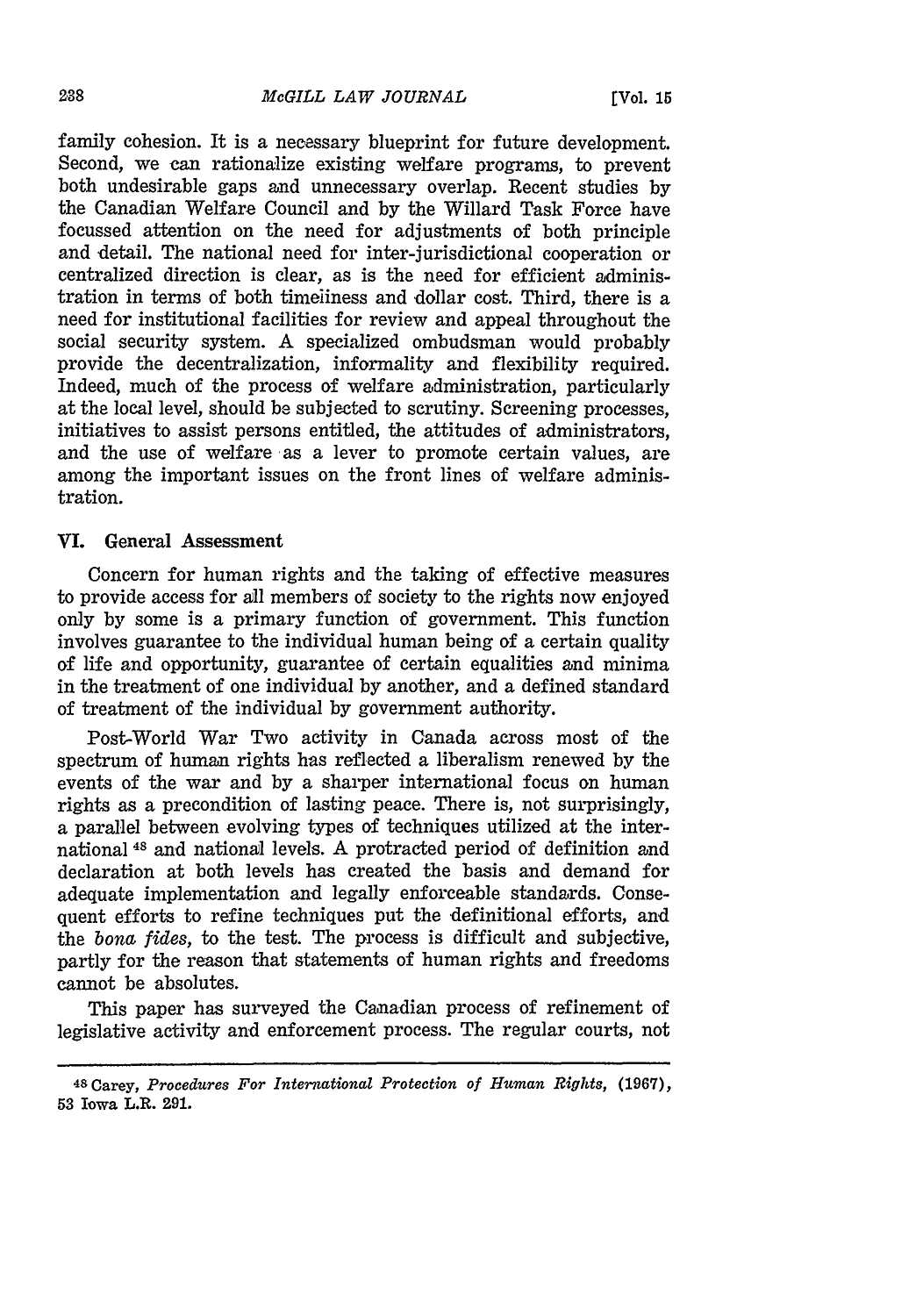family cohesion. It is a necessary blueprint for future development. Second, we can rationalize existing welfare programs, to prevent both undesirable gaps and unnecessary overlap. Recent studies by the Canadian Welfare Council and by the Willard Task Force have focussed attention on the need for adjustments of both principle and detail. The national need for inter-jurisdictional cooperation or centralized direction is clear, as is the need for efficient administration in terms of both timeliness and dollar cost. Third, there is a need for institutional facilities for review and appeal throughout the social security system. A specialized ombudsman would probably provide the decentralization, informality and flexibility required. Indeed, much of the process of welfare administration, particularly at the local level, should be subjected to scrutiny. Screening processes, initiatives to assist persons entitled, the attitudes of administrators, and the use of welfare as a lever to promote certain values, are among the important issues on the front lines of welfare administration.

## VI. General Assessment

Concern for human rights and the taking of effective measures to provide access for all members of society to the rights now enjoyed only by some is a primary function of government. This function involves guarantee to the individual human being of a certain quality of life and opportunity, guarantee of certain equalities and minima in the treatment of one individual by another, and a defined standard of treatment of the individual by government authority.

Post-World War Two activity in Canada across most of the spectrum of human rights has reflected a liberalism renewed by the events of the war and by a sharper international focus on human rights as a precondition of lasting peace. There is, not surprisingly, a parallel between evolving types of techniques utilized at the international [48] and national levels. A protracted period of definition and declaration at both levels has created the basis and demand for adequate implementation and legally enforceable standards. Consequent efforts to refine techniques put the definitional efforts, and the *bona fides*, to the test. The process is difficult and subjective, partly for the reason that statements of human rights and freedoms cannot be absolutes.

This paper has surveyed the Canadian process of refinement of legislative activity and enforcement process. The regular courts, not

---

[48] Carey, *Procedures For International Protection of Human Rights*, (1967), 53 Iowa L.R. 291.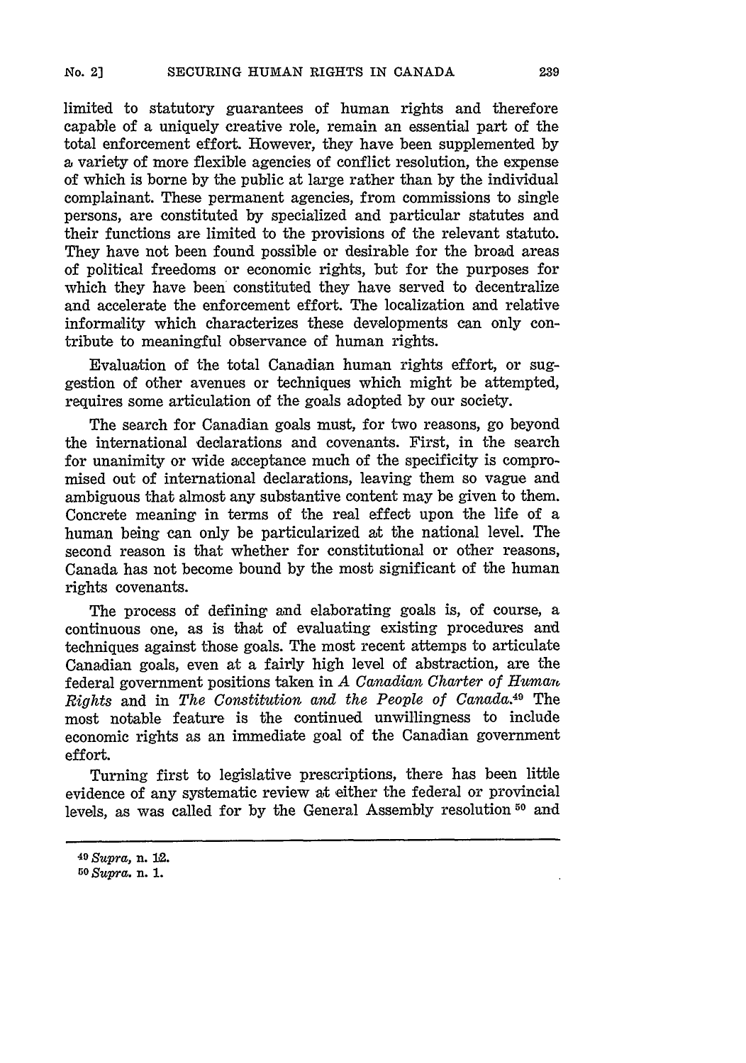limited to statutory guarantees of human rights and therefore capable of a uniquely creative role, remain an essential part of the total enforcement effort. However, they have been supplemented by a variety of more flexible agencies of conflict resolution, the expense of which is borne by the public at large rather than by the individual complainant. These permanent agencies, from commissions to single persons, are constituted by specialized and particular statutes and their functions are limited to the provisions of the relevant statute. They have not been found possible or desirable for the broad areas of political freedoms or economic rights, but for the purposes for which they have been constituted they have served to decentralize and accelerate the enforcement effort. The localization and relative informality which characterizes these developments can only contribute to meaningful observance of human rights.

Evaluation of the total Canadian human rights effort, or suggestion of other avenues or techniques which might be attempted, requires some articulation of the goals adopted by our society.

The search for Canadian goals must, for two reasons, go beyond the international declarations and covenants. First, in the search for unanimity or wide acceptance much of the specificity is compromised out of international declarations, leaving them so vague and ambiguous that almost any substantive content may be given to them. Concrete meaning in terms of the real effect upon the life of a human being can only be particularized at the national level. The second reason is that whether for constitutional or other reasons, Canada has not become bound by the most significant of the human rights covenants.

The process of defining and elaborating goals is, of course, a continuous one, as is that of evaluating existing procedures and techniques against those goals. The most recent attemps to articulate Canadian goals, even at a fairly high level of abstraction, are the federal government positions taken in *A Canadian Charter of Human Rights* and in *The Constitution and the People of Canada*.[49] The most notable feature is the continued unwillingness to include economic rights as an immediate goal of the Canadian government effort.

Turning first to legislative prescriptions, there has been little evidence of any systematic review at either the federal or provincial levels, as was called for by the General Assembly resolution [50] and

---

[49] *Supra*, n. 12.

[50] *Supra*. n. 1.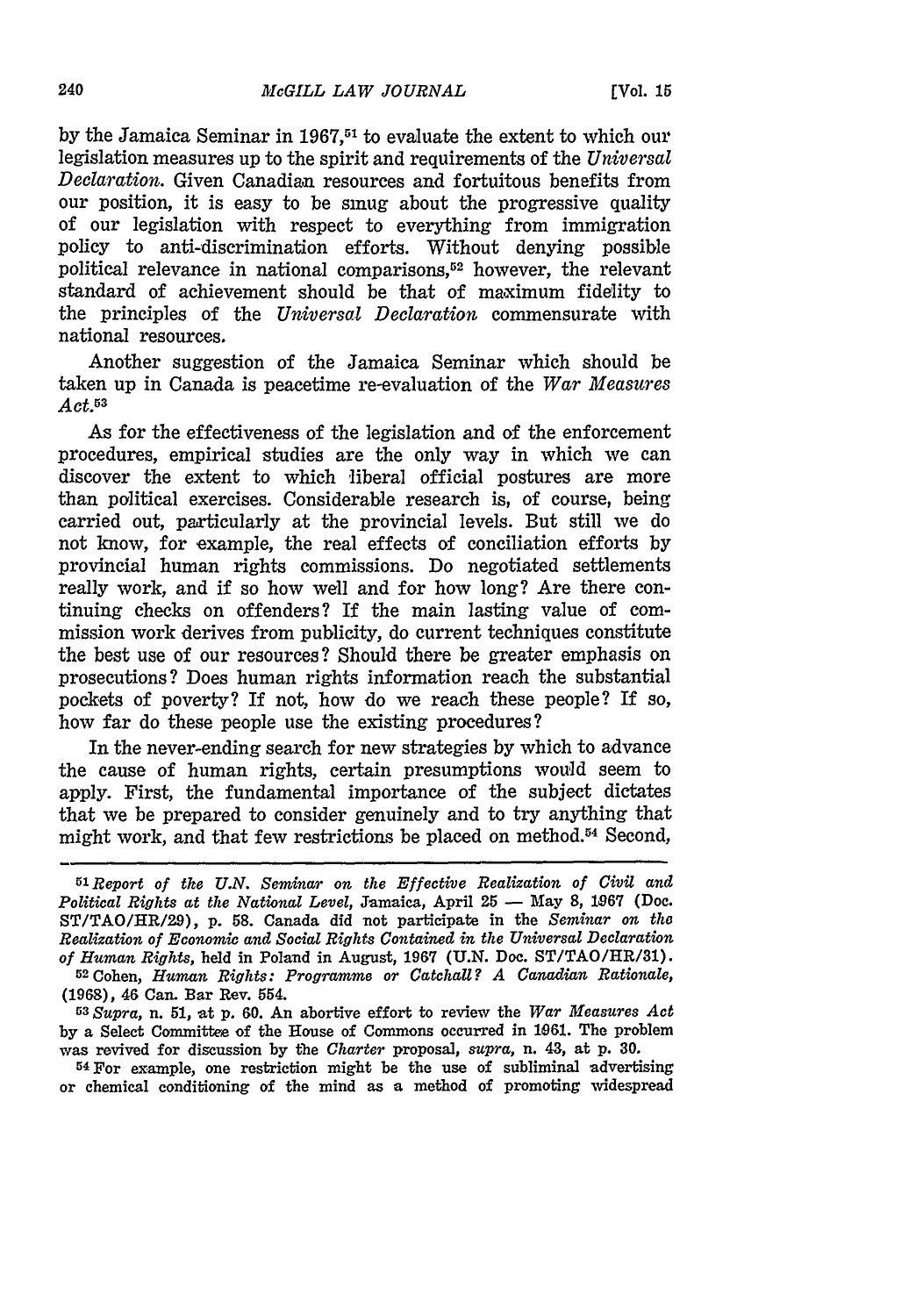by the Jamaica Seminar in 1967,[51] to evaluate the extent to which our legislation measures up to the spirit and requirements of the *Universal Declaration*. Given Canadian resources and fortuitous benefits from our position, it is easy to be smug about the progressive quality of our legislation with respect to everything from immigration policy to anti-discrimination efforts. Without denying possible political relevance in national comparisons,[52] however, the relevant standard of achievement should be that of maximum fidelity to the principles of the *Universal Declaration* commensurate with national resources.

Another suggestion of the Jamaica Seminar which should be taken up in Canada is peacetime re-evaluation of the *War Measures Act*.[53]

As for the effectiveness of the legislation and of the enforcement procedures, empirical studies are the only way in which we can discover the extent to which liberal official postures are more than political exercises. Considerable research is, of course, being carried out, particularly at the provincial levels. But still we do not know, for example, the real effects of conciliation efforts by provincial human rights commissions. Do negotiated settlements really work, and if so how well and for how long? Are there continuing checks on offenders? If the main lasting value of commission work derives from publicity, do current techniques constitute the best use of our resources? Should there be greater emphasis on prosecutions? Does human rights information reach the substantial pockets of poverty? If not, how do we reach these people? If so, how far do these people use the existing procedures?

In the never-ending search for new strategies by which to advance the cause of human rights, certain presumptions would seem to apply. First, the fundamental importance of the subject dictates that we be prepared to consider genuinely and to try anything that might work, and that few restrictions be placed on method.[54] Second,

---

[51] *Report of the U.N. Seminar on the Effective Realization of Civil and Political Rights at the National Level*, Jamaica, April 25 — May 8, 1967 (Doc. ST/TAO/HR/29), p. 58. Canada did not participate in the *Seminar on the Realization of Economic and Social Rights Contained in the Universal Declaration of Human Rights*, held in Poland in August, 1967 (U.N. Doc. ST/TAO/HR/31).

[52] Cohen, *Human Rights: Programme or Catchall? A Canadian Rationale*, (1968), 46 Can. Bar Rev. 554.

[53] *Supra*, n. 51, at p. 60. An abortive effort to review the *War Measures Act* by a Select Committee of the House of Commons occurred in 1961. The problem was revived for discussion by the *Charter* proposal, *supra*, n. 43, at p. 30.

[54] For example, one restriction might be the use of subliminal advertising or chemical conditioning of the mind as a method of promoting widespread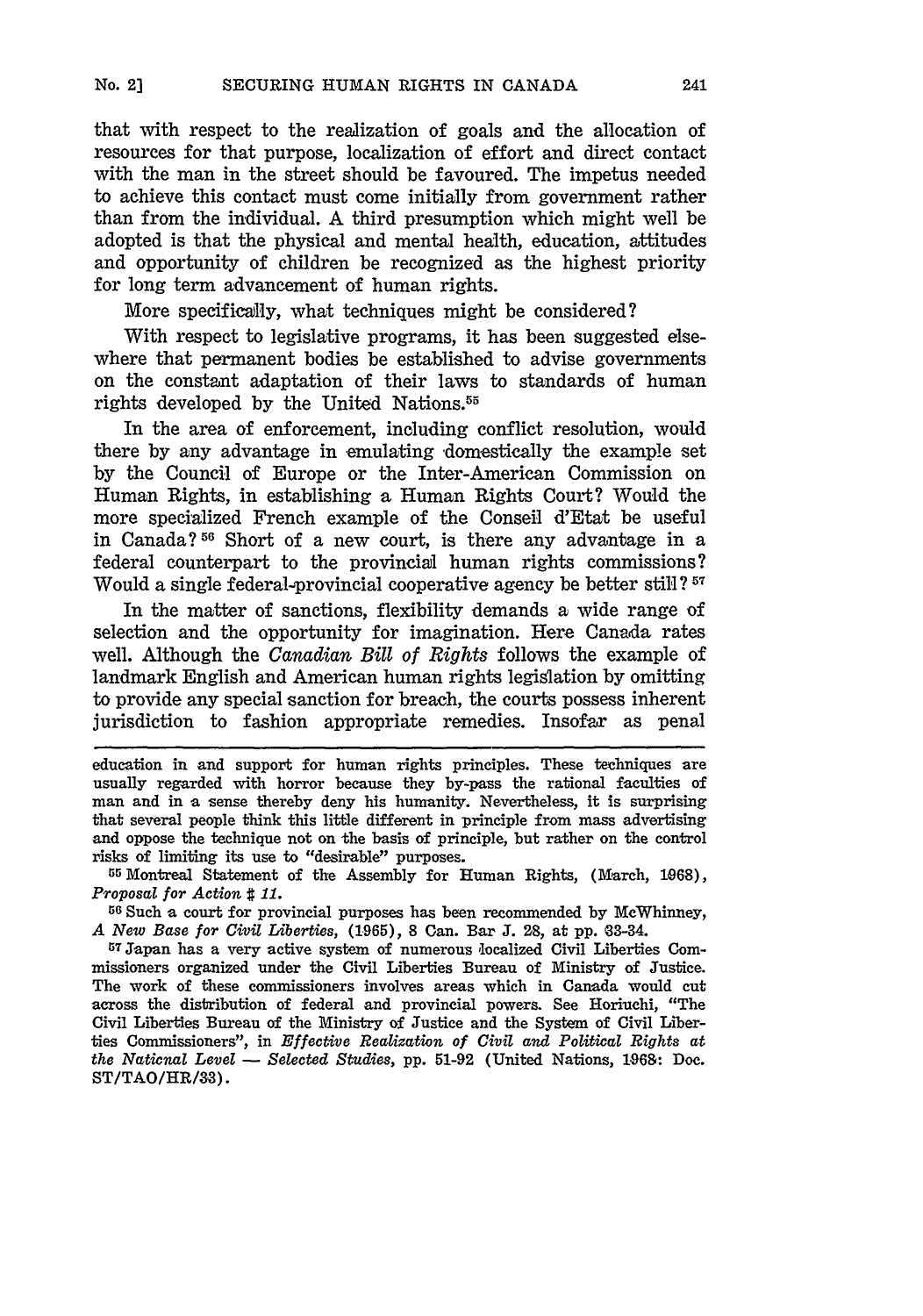that with respect to the realization of goals and the allocation of resources for that purpose, localization of effort and direct contact with the man in the street should be favoured. The impetus needed to achieve this contact must come initially from government rather than from the individual. A third presumption which might well be adopted is that the physical and mental health, education, attitudes and opportunity of children be recognized as the highest priority for long term advancement of human rights.

More specifically, what techniques might be considered?

With respect to legislative programs, it has been suggested elsewhere that permanent bodies be established to advise governments on the constant adaptation of their laws to standards of human rights developed by the United Nations.[55]

In the area of enforcement, including conflict resolution, would there by any advantage in emulating domestically the example set by the Council of Europe or the Inter-American Commission on Human Rights, in establishing a Human Rights Court? Would the more specialized French example of the Conseil d'Etat be useful in Canada?[56] Short of a new court, is there any advantage in a federal counterpart to the provincial human rights commissions? Would a single federal-provincial cooperative agency be better still?[57]

In the matter of sanctions, flexibility demands a wide range of selection and the opportunity for imagination. Here Canada rates well. Although the *Canadian Bill of Rights* follows the example of landmark English and American human rights legislation by omitting to provide any special sanction for breach, the courts possess inherent jurisdiction to fashion appropriate remedies. Insofar as penal

---

education in and support for human rights principles. These techniques are usually regarded with horror because they by-pass the rational faculties of man and in a sense thereby deny his humanity. Nevertheless, it is surprising that several people think this little different in principle from mass advertising and oppose the technique not on the basis of principle, but rather on the control risks of limiting its use to "desirable" purposes.

[55] Montreal Statement of the Assembly for Human Rights, (March, 1968), *Proposal for Action # 11.*

[56] Such a court for provincial purposes has been recommended by McWhinney, *A New Base for Civil Liberties*, (1965), 8 Can. Bar J. 28, at pp. 33-34.

[57] Japan has a very active system of numerous localized Civil Liberties Commissioners organized under the Civil Liberties Bureau of Ministry of Justice. The work of these commissioners involves areas which in Canada would cut across the distribution of federal and provincial powers. See Horiuchi, "The Civil Liberties Bureau of the Ministry of Justice and the System of Civil Liberties Commissioners", in *Effective Realization of Civil and Political Rights at the National Level — Selected Studies*, pp. 51-92 (United Nations, 1968: Doc. ST/TAO/HR/33).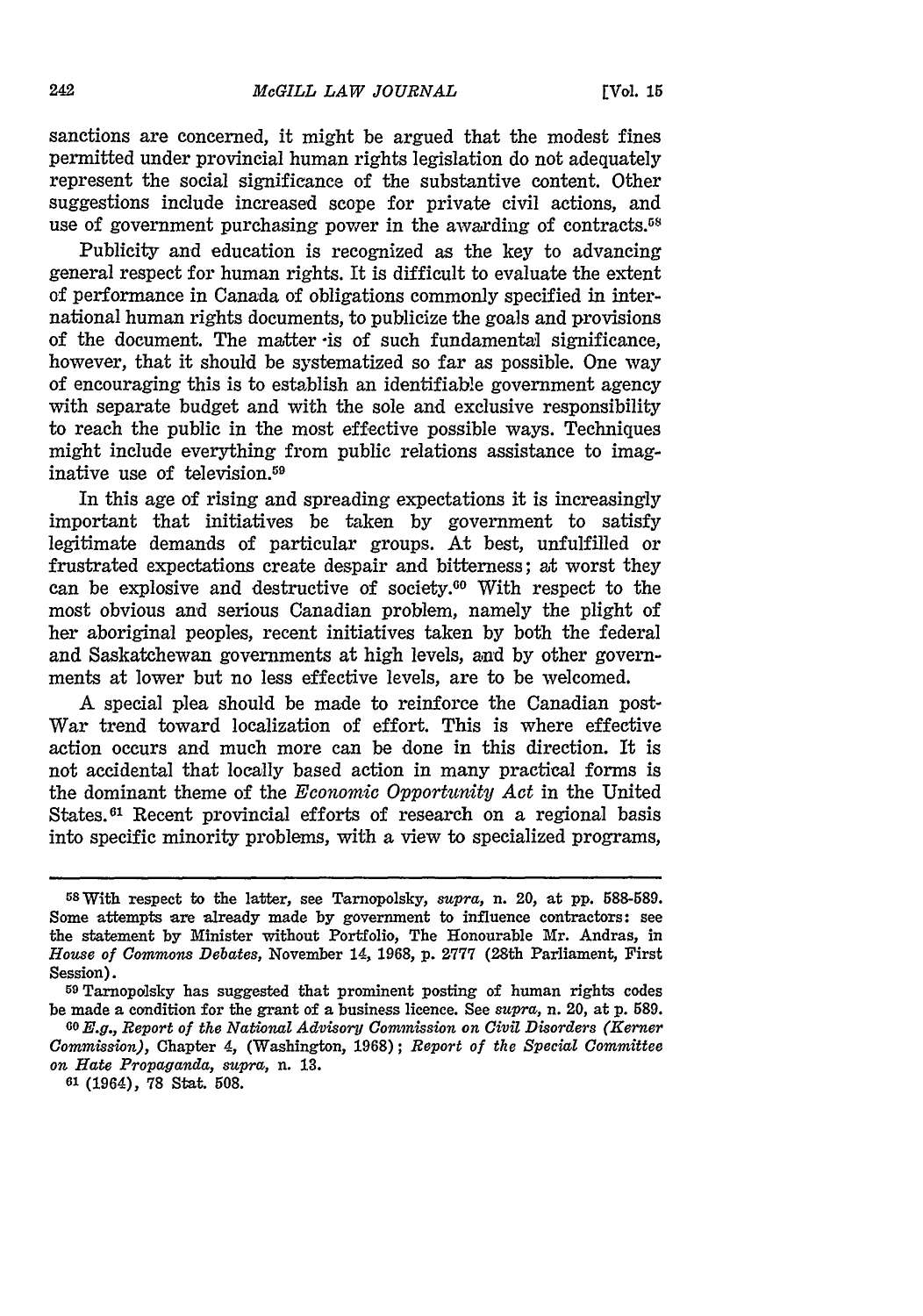sanctions are concerned, it might be argued that the modest fines permitted under provincial human rights legislation do not adequately represent the social significance of the substantive content. Other suggestions include increased scope for private civil actions, and use of government purchasing power in the awarding of contracts.[58]

Publicity and education is recognized as the key to advancing general respect for human rights. It is difficult to evaluate the extent of performance in Canada of obligations commonly specified in international human rights documents, to publicize the goals and provisions of the document. The matter is of such fundamental significance, however, that it should be systematized so far as possible. One way of encouraging this is to establish an identifiable government agency with separate budget and with the sole and exclusive responsibility to reach the public in the most effective possible ways. Techniques might include everything from public relations assistance to imaginative use of television.[59]

In this age of rising and spreading expectations it is increasingly important that initiatives be taken by government to satisfy legitimate demands of particular groups. At best, unfulfilled or frustrated expectations create despair and bitterness; at worst they can be explosive and destructive of society.[60] With respect to the most obvious and serious Canadian problem, namely the plight of her aboriginal peoples, recent initiatives taken by both the federal and Saskatchewan governments at high levels, and by other governments at lower but no less effective levels, are to be welcomed.

A special plea should be made to reinforce the Canadian post-War trend toward localization of effort. This is where effective action occurs and much more can be done in this direction. It is not accidental that locally based action in many practical forms is the dominant theme of the *Economic Opportunity Act* in the United States.[61] Recent provincial efforts of research on a regional basis into specific minority problems, with a view to specialized programs,

---

[58] With respect to the latter, see Tarnopolsky, *supra*, n. 20, at pp. 588-589. Some attempts are already made by government to influence contractors: see the statement by Minister without Portfolio, The Honourable Mr. Andras, in *House of Commons Debates*, November 14, 1968, p. 2777 (28th Parliament, First Session).

[59] Tarnopolsky has suggested that prominent posting of human rights codes be made a condition for the grant of a business licence. See *supra*, n. 20, at p. 589.

[60] *E.g.*, *Report of the National Advisory Commission on Civil Disorders (Kerner Commission)*, Chapter 4, (Washington, 1968); *Report of the Special Committee on Hate Propaganda*, *supra*, n. 13.

[61] (1964), 78 Stat. 508.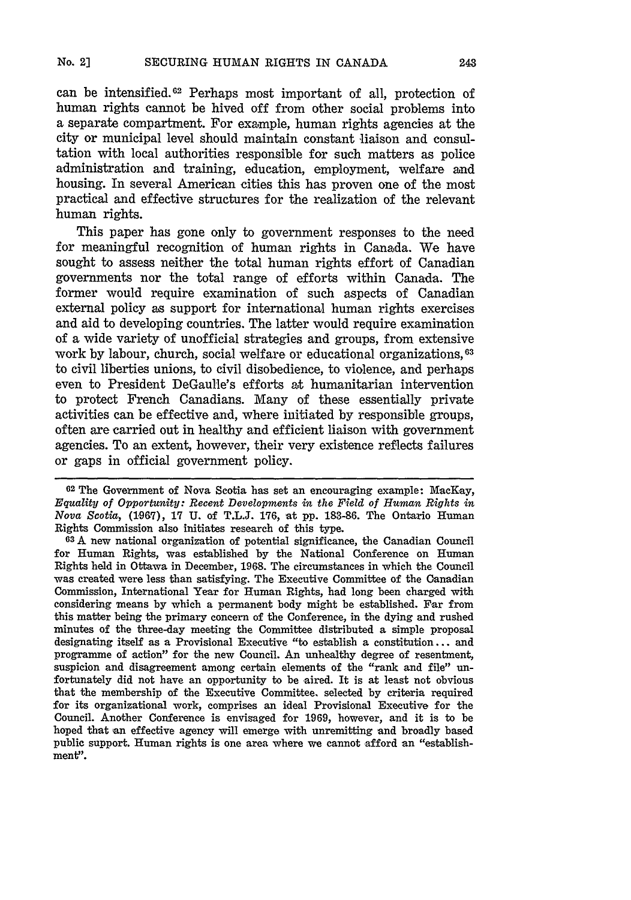can be intensified.[62] Perhaps most important of all, protection of human rights cannot be hived off from other social problems into a separate compartment. For example, human rights agencies at the city or municipal level should maintain constant liaison and consultation with local authorities responsible for such matters as police administration and training, education, employment, welfare and housing. In several American cities this has proven one of the most practical and effective structures for the realization of the relevant human rights.

This paper has gone only to government responses to the need for meaningful recognition of human rights in Canada. We have sought to assess neither the total human rights effort of Canadian governments nor the total range of efforts within Canada. The former would require examination of such aspects of Canadian external policy as support for international human rights exercises and aid to developing countries. The latter would require examination of a wide variety of unofficial strategies and groups, from extensive work by labour, church, social welfare or educational organizations,[63] to civil liberties unions, to civil disobedience, to violence, and perhaps even to President DeGaulle's efforts at humanitarian intervention to protect French Canadians. Many of these essentially private activities can be effective and, where initiated by responsible groups, often are carried out in healthy and efficient liaison with government agencies. To an extent, however, their very existence reflects failures or gaps in official government policy.

---

[62] The Government of Nova Scotia has set an encouraging example: MacKay, *Equality of Opportunity: Recent Developments in the Field of Human Rights in Nova Scotia*, (1967), 17 U. of T.L.J. 176, at pp. 183-86. The Ontario Human Rights Commission also initiates research of this type.

[63] A new national organization of potential significance, the Canadian Council for Human Rights, was established by the National Conference on Human Rights held in Ottawa in December, 1968. The circumstances in which the Council was created were less than satisfying. The Executive Committee of the Canadian Commission, International Year for Human Rights, had long been charged with considering means by which a permanent body might be established. Far from this matter being the primary concern of the Conference, in the dying and rushed minutes of the three-day meeting the Committee distributed a simple proposal designating itself as a Provisional Executive "to establish a constitution . . . and programme of action" for the new Council. An unhealthy degree of resentment, suspicion and disagreement among certain elements of the "rank and file" unfortunately did not have an opportunity to be aired. It is at least not obvious that the membership of the Executive Committee, selected by criteria required for its organizational work, comprises an ideal Provisional Executive for the Council. Another Conference is envisaged for 1969, however, and it is to be hoped that an effective agency will emerge with unremitting and broadly based public support. Human rights is one area where we cannot afford an "establishment".